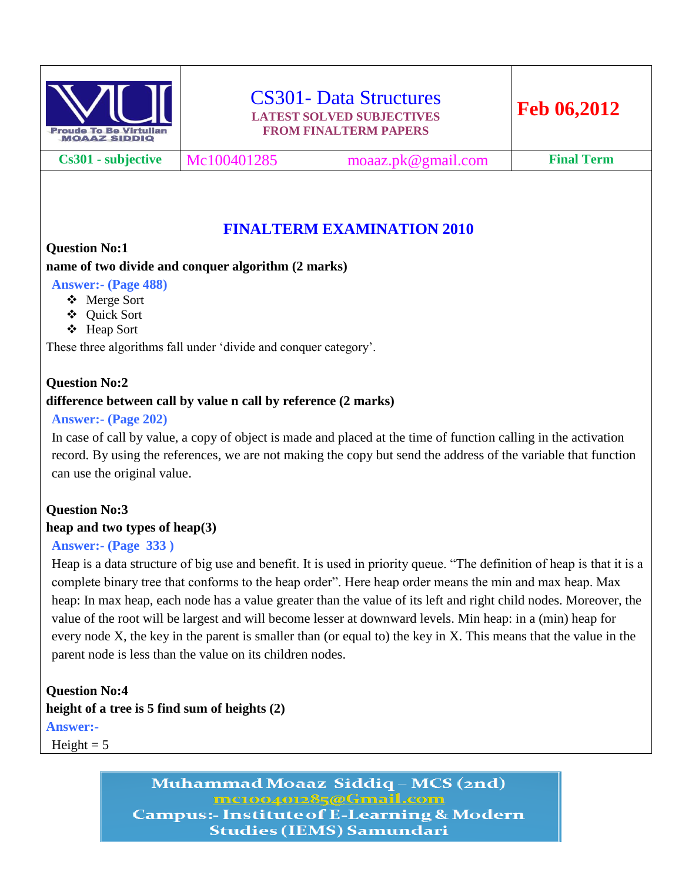| | CS301- Data Structures<br>LATEST SOLVED SUBJECTIVES<br>FROM FINALTERM PAPERS | | Feb 06,2012 |
|---|---|---|---|
| Cs301 - subjective | Mc100401285 | moaaz.pk@gmail.com | Final Term |

## FINALTERM EXAMINATION 2010

**Question No:1**

**name of two divide and conquer algorithm (2 marks)**

**Answer:- (Page 488)**

- Merge Sort
- Quick Sort
- Heap Sort

These three algorithms fall under 'divide and conquer category'.

**Question No:2**

**difference between call by value n call by reference (2 marks)**

**Answer:- (Page 202)**

In case of call by value, a copy of object is made and placed at the time of function calling in the activation record. By using the references, we are not making the copy but send the address of the variable that function can use the original value.

**Question No:3**

**heap and two types of heap(3)**

**Answer:- (Page 333 )**

Heap is a data structure of big use and benefit. It is used in priority queue. "The definition of heap is that it is a complete binary tree that conforms to the heap order". Here heap order means the min and max heap. Max heap: In max heap, each node has a value greater than the value of its left and right child nodes. Moreover, the value of the root will be largest and will become lesser at downward levels. Min heap: in a (min) heap for every node X, the key in the parent is smaller than (or equal to) the key in X. This means that the value in the parent node is less than the value on its children nodes.

**Question No:4**

**height of a tree is 5 find sum of heights (2)**

**Answer:-**

Height = 5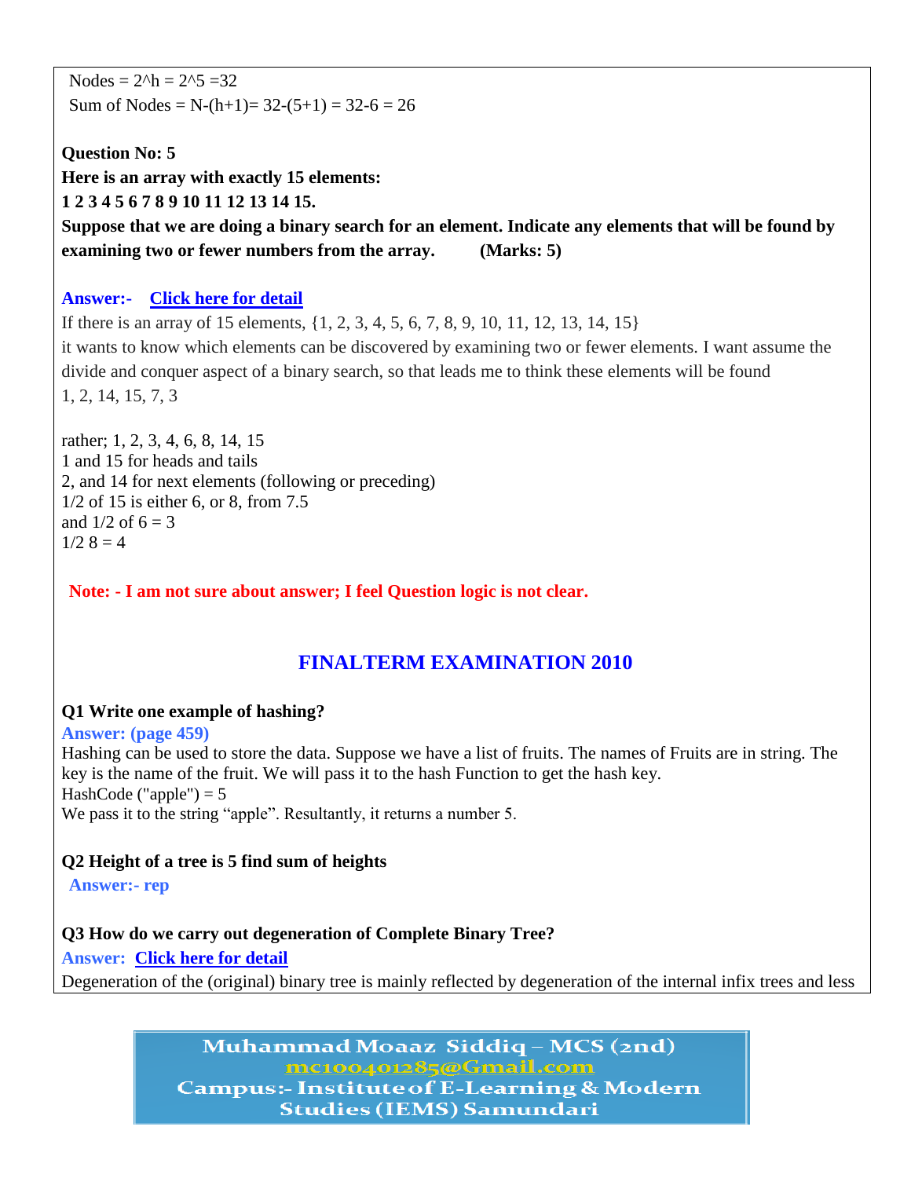Nodes = $2^h = 2^5 = 32$
Sum of Nodes = $N-(h+1) = 32-(5+1) = 32-6 = 26$

**Question No: 5**
**Here is an array with exactly 15 elements:**
**1 2 3 4 5 6 7 8 9 10 11 12 13 14 15.**
**Suppose that we are doing a binary search for an element. Indicate any elements that will be found by examining two or fewer numbers from the array. (Marks: 5)**

**Answer:-** **Click here for detail**
If there is an array of 15 elements, {1, 2, 3, 4, 5, 6, 7, 8, 9, 10, 11, 12, 13, 14, 15}
it wants to know which elements can be discovered by examining two or fewer elements. I want assume the divide and conquer aspect of a binary search, so that leads me to think these elements will be found
1, 2, 14, 15, 7, 3

rather; 1, 2, 3, 4, 6, 8, 14, 15
1 and 15 for heads and tails
2, and 14 for next elements (following or preceding)
1/2 of 15 is either 6, or 8, from 7.5
and 1/2 of 6 = 3
1/2 8 = 4

**Note: - I am not sure about answer; I feel Question logic is not clear.**

## FINALTERM EXAMINATION 2010

**Q1 Write one example of hashing?**
**Answer: (page 459)**
Hashing can be used to store the data. Suppose we have a list of fruits. The names of Fruits are in string. The key is the name of the fruit. We will pass it to the hash Function to get the hash key.
HashCode ("apple") = 5
We pass it to the string "apple". Resultantly, it returns a number 5.

**Q2 Height of a tree is 5 find sum of heights**
**Answer:- rep**

**Q3 How do we carry out degeneration of Complete Binary Tree?**
**Answer:** **Click here for detail**
Degeneration of the (original) binary tree is mainly reflected by degeneration of the internal infix trees and less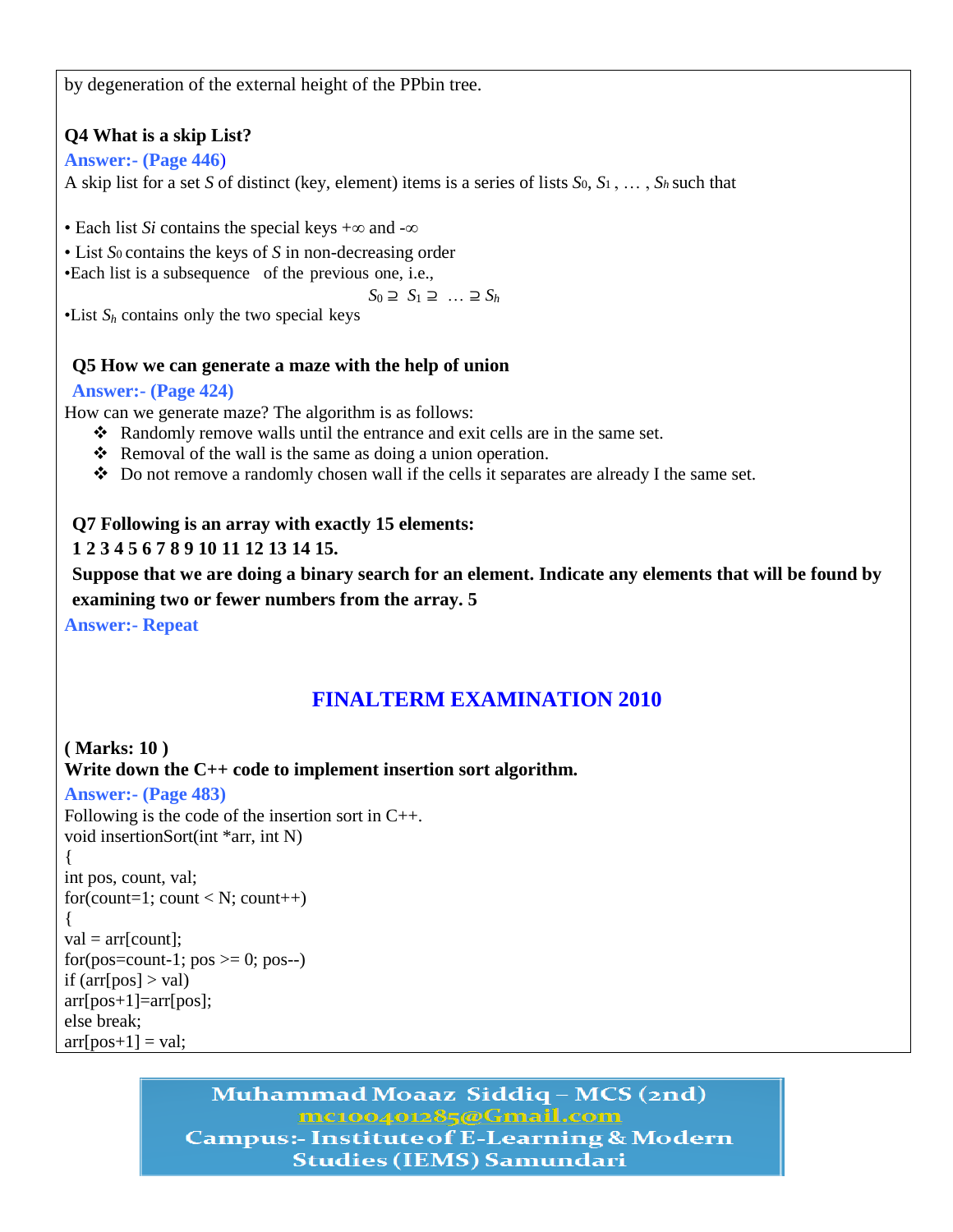by degeneration of the external height of the PPbin tree.

**Q4 What is a skip List?**

**Answer:- (Page 446)**

A skip list for a set *S* of distinct (key, element) items is a series of lists $S_0$, $S_1$ , … , $S_h$ such that

- Each list *Si* contains the special keys +∞ and -∞
- List $S_0$ contains the keys of *S* in non-decreasing order
- Each list is a subsequence of the previous one, i.e.,

$$S_0 \supseteq S_1 \supseteq \ldots \supseteq S_h$$

- List $S_h$ contains only the two special keys

**Q5 How we can generate a maze with the help of union**

**Answer:- (Page 424)**

How can we generate maze? The algorithm is as follows:

- Randomly remove walls until the entrance and exit cells are in the same set.
- Removal of the wall is the same as doing a union operation.
- Do not remove a randomly chosen wall if the cells it separates are already I the same set.

**Q7 Following is an array with exactly 15 elements:**

**1 2 3 4 5 6 7 8 9 10 11 12 13 14 15.**

**Suppose that we are doing a binary search for an element. Indicate any elements that will be found by examining two or fewer numbers from the array. 5**

**Answer:- Repeat**

## FINALTERM EXAMINATION 2010

**( Marks: 10 )**

**Write down the C++ code to implement insertion sort algorithm.**

**Answer:- (Page 483)**

Following is the code of the insertion sort in C++.

```
void insertionSort(int *arr, int N)
{
int pos, count, val;
for(count=1; count < N; count++)
{
val = arr[count];
for(pos=count-1; pos >= 0; pos--)
if (arr[pos] > val)
arr[pos+1]=arr[pos];
else break;
arr[pos+1] = val;
```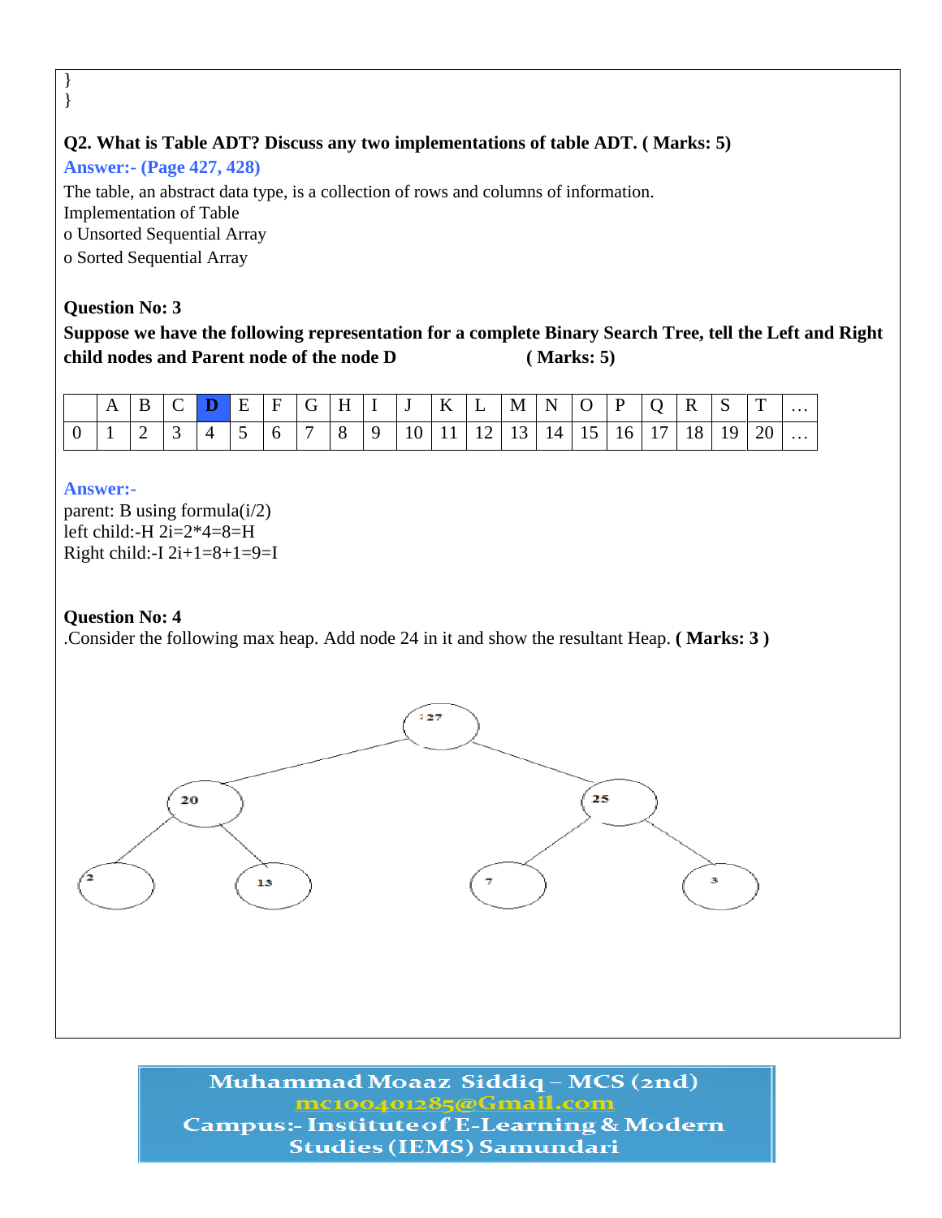```
}
}
```

**Q2. What is Table ADT? Discuss any two implementations of table ADT. ( Marks: 5)**

**Answer:- (Page 427, 428)**

The table, an abstract data type, is a collection of rows and columns of information.
Implementation of Table
o Unsorted Sequential Array
o Sorted Sequential Array

**Question No: 3**

**Suppose we have the following representation for a complete Binary Search Tree, tell the Left and Right child nodes and Parent node of the node D ( Marks: 5)**

| | A | B | C | **D** | E | F | G | H | I | J | K | L | M | N | O | P | Q | R | S | T | … |
|---|---|---|---|---|---|---|---|---|---|---|---|---|---|---|---|---|---|---|---|---|---|
| 0 | 1 | 2 | 3 | 4 | 5 | 6 | 7 | 8 | 9 | 10 | 11 | 12 | 13 | 14 | 15 | 16 | 17 | 18 | 19 | 20 | … |

**Answer:-**

parent: B using formula(i/2)
left child:-H 2i=2*4=8=H
Right child:-I 2i+1=8+1=9=I

**Question No: 4**

.Consider the following max heap. Add node 24 in it and show the resultant Heap. **( Marks: 3 )**

```
              27
           /      \
         20        25
        /  \      /  \
       2    13   7    3
```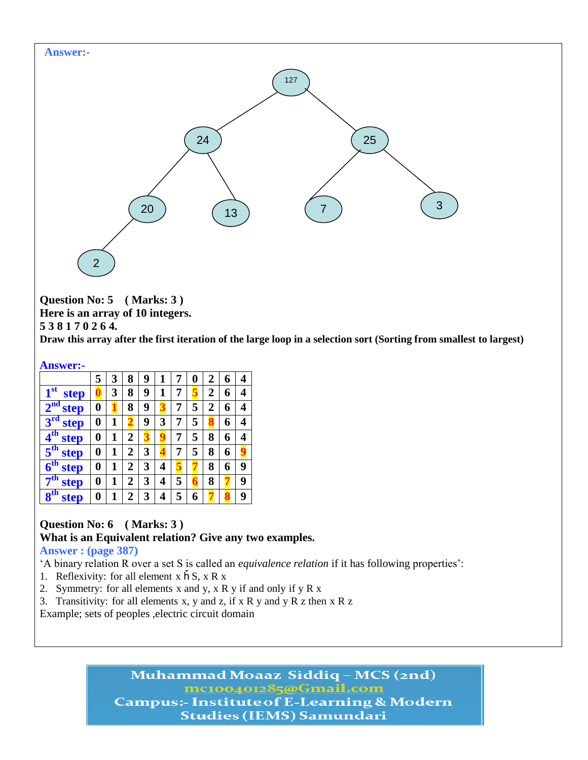**Answer:-**

**Question No: 5 ( Marks: 3 )**

**Here is an array of 10 integers.**

**5 3 8 1 7 0 2 6 4.**

**Draw this array after the first iteration of the large loop in a selection sort (Sorting from smallest to largest)**

**Answer:-**

| | 5 | 3 | 8 | 9 | 1 | 7 | 0 | 2 | 6 | 4 |
|---|---|---|---|---|---|---|---|---|---|---|
| 1st step | 0 | 3 | 8 | 9 | 1 | 7 | 5 | 2 | 6 | 4 |
| 2nd step | 0 | 1 | 8 | 9 | 3 | 7 | 5 | 2 | 6 | 4 |
| 3rd step | 0 | 1 | 2 | 9 | 3 | 7 | 5 | 8 | 6 | 4 |
| 4th step | 0 | 1 | 2 | 3 | 9 | 7 | 5 | 8 | 6 | 4 |
| 5th step | 0 | 1 | 2 | 3 | 4 | 7 | 5 | 8 | 6 | 9 |
| 6th step | 0 | 1 | 2 | 3 | 4 | 5 | 7 | 8 | 6 | 9 |
| 7th step | 0 | 1 | 2 | 3 | 4 | 5 | 6 | 8 | 7 | 9 |
| 8th step | 0 | 1 | 2 | 3 | 4 | 5 | 6 | 7 | 8 | 9 |

**Question No: 6 ( Marks: 3 )**

**What is an Equivalent relation? Give any two examples.**

**Answer : (page 387)**

'A binary relation R over a set S is called an *equivalence relation* if it has following properties':

1. Reflexivity: for all element x ῃ S, x R x
2. Symmetry: for all elements x and y, x R y if and only if y R x
3. Transitivity: for all elements x, y and z, if x R y and y R z then x R z

Example; sets of peoples ,electric circuit domain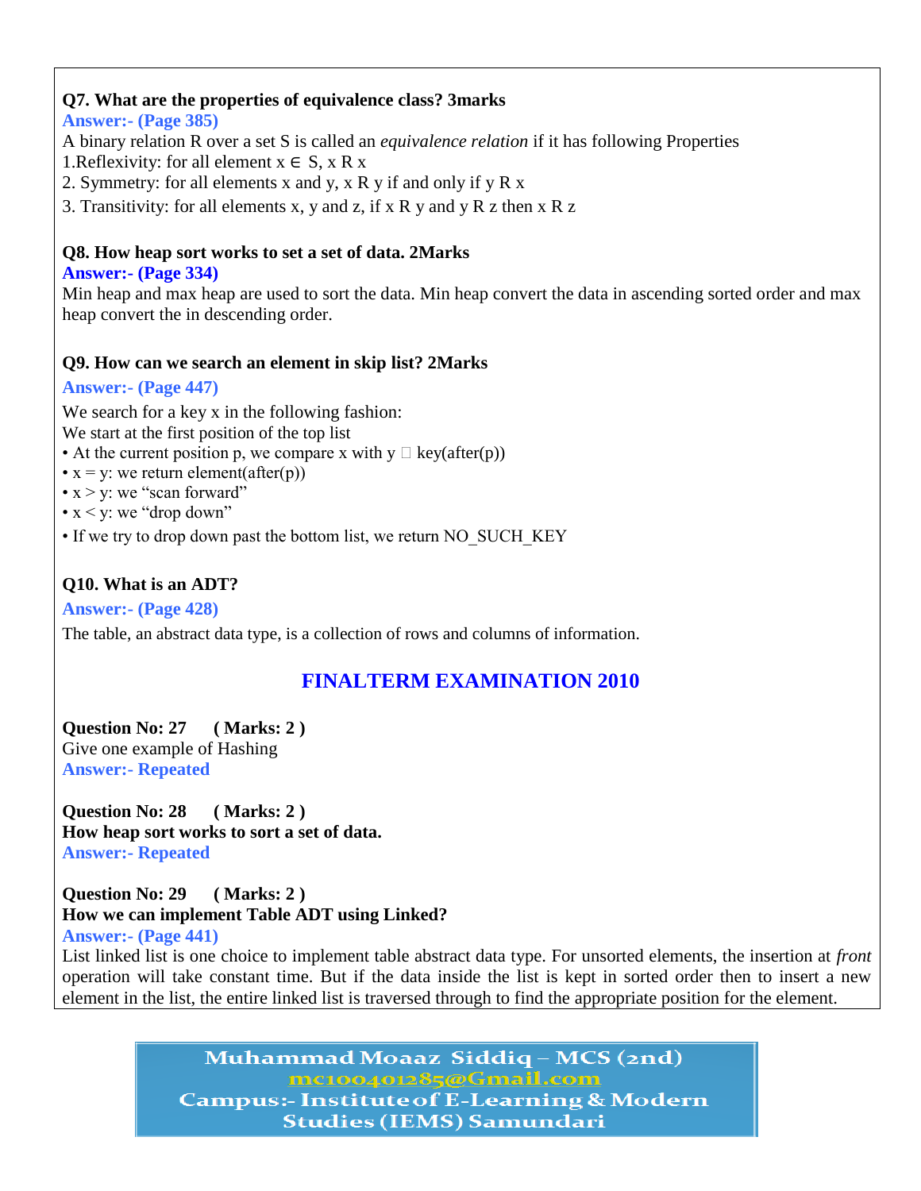**Q7. What are the properties of equivalence class? 3marks**

**Answer:- (Page 385)**

A binary relation R over a set S is called an *equivalence relation* if it has following Properties

1.Reflexivity: for all element $x \in S$, x R x

2. Symmetry: for all elements x and y, x R y if and only if y R x

3. Transitivity: for all elements x, y and z, if x R y and y R z then x R z

**Q8. How heap sort works to set a set of data. 2Marks**

**Answer:- (Page 334)**

Min heap and max heap are used to sort the data. Min heap convert the data in ascending sorted order and max heap convert the in descending order.

**Q9. How can we search an element in skip list? 2Marks**

**Answer:- (Page 447)**

We search for a key x in the following fashion:

We start at the first position of the top list

- At the current position p, we compare x with y  key(after(p))
- x = y: we return element(after(p))
- x > y: we "scan forward"
- x < y: we "drop down"
- If we try to drop down past the bottom list, we return NO_SUCH_KEY

**Q10. What is an ADT?**

**Answer:- (Page 428)**

The table, an abstract data type, is a collection of rows and columns of information.

## FINALTERM EXAMINATION 2010

**Question No: 27 ( Marks: 2 )**

Give one example of Hashing

**Answer:- Repeated**

**Question No: 28 ( Marks: 2 )**

**How heap sort works to sort a set of data.**

**Answer:- Repeated**

**Question No: 29 ( Marks: 2 )**

**How we can implement Table ADT using Linked?**

**Answer:- (Page 441)**

List linked list is one choice to implement table abstract data type. For unsorted elements, the insertion at *front* operation will take constant time. But if the data inside the list is kept in sorted order then to insert a new element in the list, the entire linked list is traversed through to find the appropriate position for the element.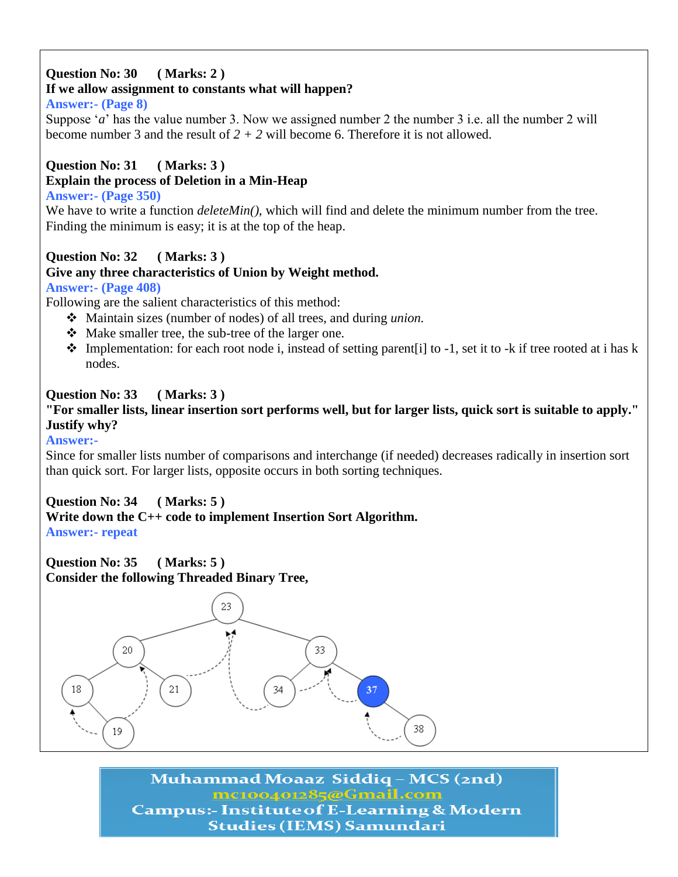**Question No: 30 ( Marks: 2 )**
**If we allow assignment to constants what will happen?**
**Answer:- (Page 8)**
Suppose '*a*' has the value number 3. Now we assigned number 2 the number 3 i.e. all the number 2 will become number 3 and the result of *2 + 2* will become 6. Therefore it is not allowed.

**Question No: 31 ( Marks: 3 )**
**Explain the process of Deletion in a Min-Heap**
**Answer:- (Page 350)**
We have to write a function *deleteMin()*, which will find and delete the minimum number from the tree. Finding the minimum is easy; it is at the top of the heap.

**Question No: 32 ( Marks: 3 )**
**Give any three characteristics of Union by Weight method.**
**Answer:- (Page 408)**
Following are the salient characteristics of this method:

- Maintain sizes (number of nodes) of all trees, and during *union.*
- Make smaller tree, the sub-tree of the larger one.
- Implementation: for each root node i, instead of setting parent[i] to -1, set it to -k if tree rooted at i has k nodes.

**Question No: 33 ( Marks: 3 )**
**"For smaller lists, linear insertion sort performs well, but for larger lists, quick sort is suitable to apply." Justify why?**
**Answer:-**
Since for smaller lists number of comparisons and interchange (if needed) decreases radically in insertion sort than quick sort. For larger lists, opposite occurs in both sorting techniques.

**Question No: 34 ( Marks: 5 )**
**Write down the C++ code to implement Insertion Sort Algorithm.**
**Answer:- repeat**

**Question No: 35 ( Marks: 5 )**
**Consider the following Threaded Binary Tree,**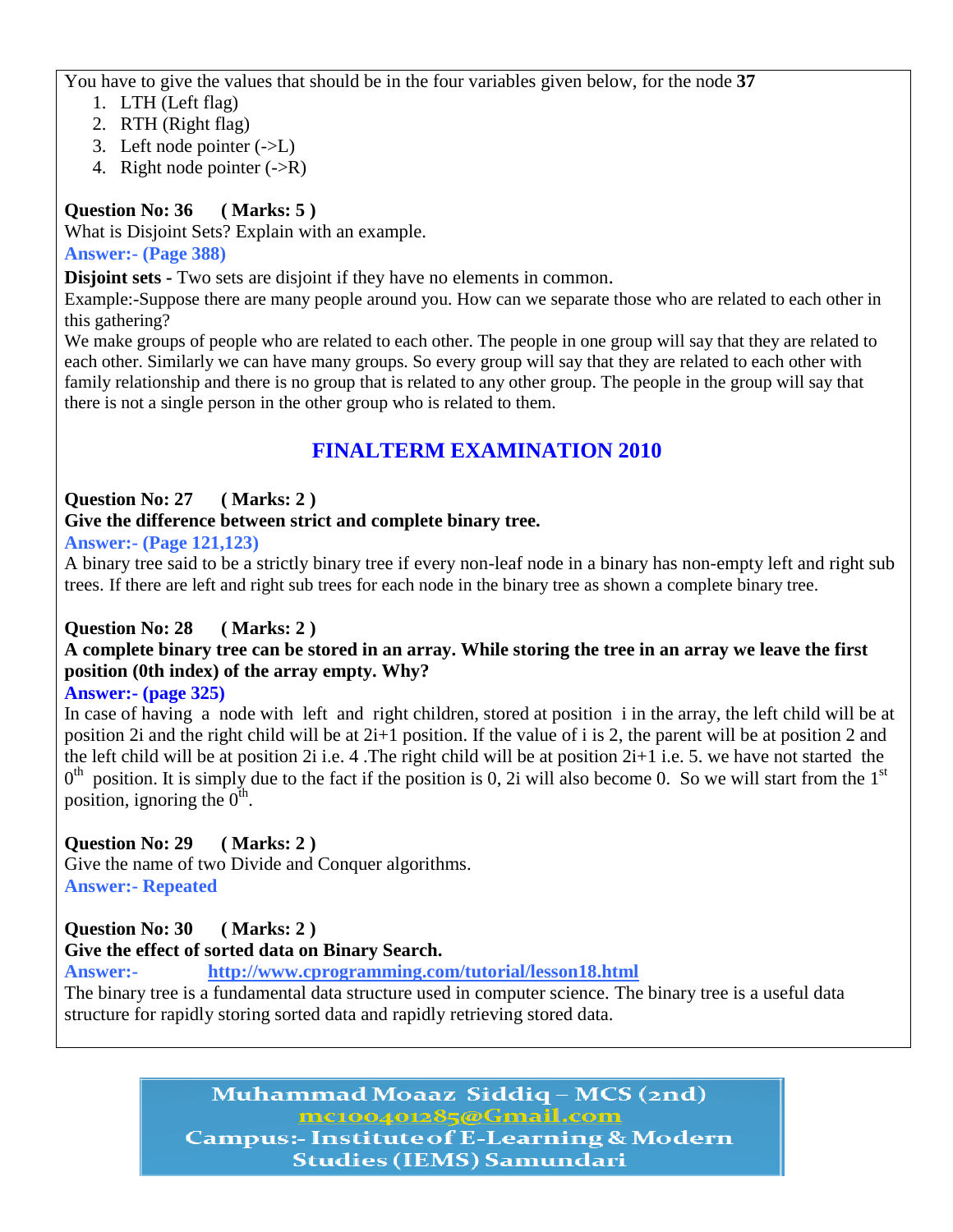You have to give the values that should be in the four variables given below, for the node **37**

1. LTH (Left flag)
2. RTH (Right flag)
3. Left node pointer (->L)
4. Right node pointer (->R)

**Question No: 36 ( Marks: 5 )**

What is Disjoint Sets? Explain with an example.

**Answer:- (Page 388)**

**Disjoint sets -** Two sets are disjoint if they have no elements in common.

Example:-Suppose there are many people around you. How can we separate those who are related to each other in this gathering?

We make groups of people who are related to each other. The people in one group will say that they are related to each other. Similarly we can have many groups. So every group will say that they are related to each other with family relationship and there is no group that is related to any other group. The people in the group will say that there is not a single person in the other group who is related to them.

## FINALTERM EXAMINATION 2010

**Question No: 27 ( Marks: 2 )**

**Give the difference between strict and complete binary tree.**

**Answer:- (Page 121,123)**

A binary tree said to be a strictly binary tree if every non-leaf node in a binary has non-empty left and right sub trees. If there are left and right sub trees for each node in the binary tree as shown a complete binary tree.

**Question No: 28 ( Marks: 2 )**

**A complete binary tree can be stored in an array. While storing the tree in an array we leave the first position (0th index) of the array empty. Why?**

**Answer:- (page 325)**

In case of having a node with left and right children, stored at position i in the array, the left child will be at position 2i and the right child will be at 2i+1 position. If the value of i is 2, the parent will be at position 2 and the left child will be at position 2i i.e. 4 .The right child will be at position 2i+1 i.e. 5. we have not started the $0^{th}$ position. It is simply due to the fact if the position is 0, 2i will also become 0. So we will start from the $1^{st}$ position, ignoring the $0^{th}$.

**Question No: 29 ( Marks: 2 )**

Give the name of two Divide and Conquer algorithms.

**Answer:- Repeated**

**Question No: 30 ( Marks: 2 )**

**Give the effect of sorted data on Binary Search.**

**Answer:-** http://www.cprogramming.com/tutorial/lesson18.html

The binary tree is a fundamental data structure used in computer science. The binary tree is a useful data structure for rapidly storing sorted data and rapidly retrieving stored data.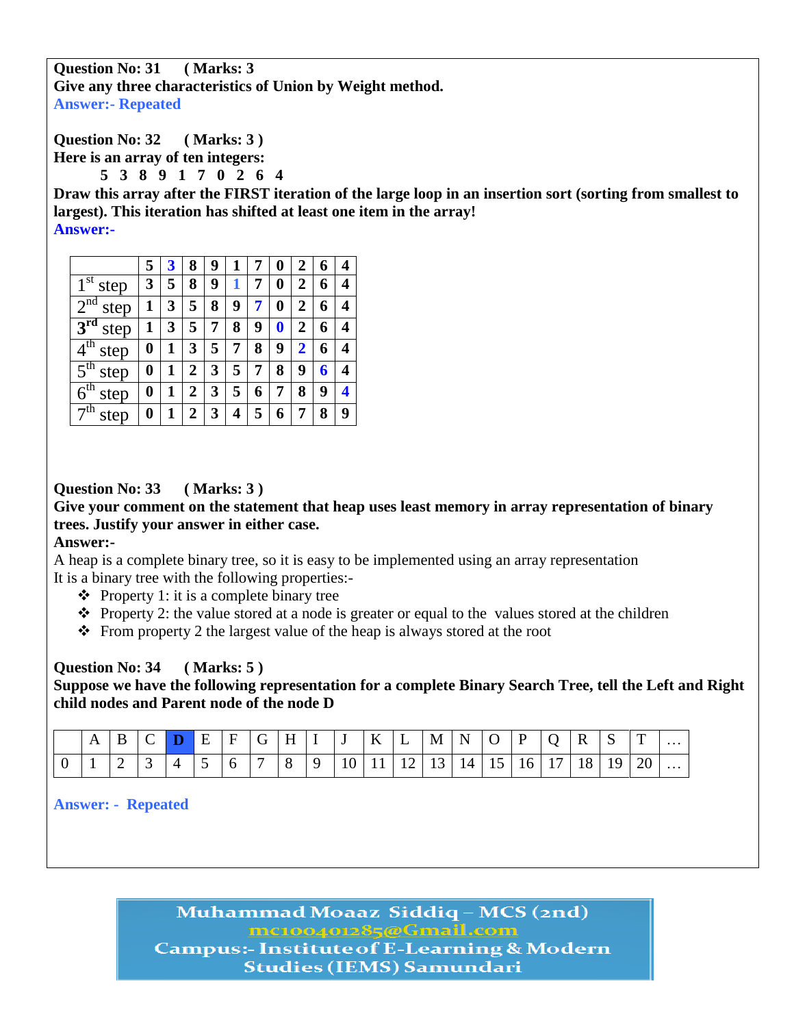**Question No: 31 ( Marks: 3**

**Give any three characteristics of Union by Weight method.**

**Answer:- Repeated**

**Question No: 32 ( Marks: 3 )**

**Here is an array of ten integers:**

**5 3 8 9 1 7 0 2 6 4**

**Draw this array after the FIRST iteration of the large loop in an insertion sort (sorting from smallest to largest). This iteration has shifted at least one item in the array!**

**Answer:-**

| | 5 | 3 | 8 | 9 | 1 | 7 | 0 | 2 | 6 | 4 |
|---|---|---|---|---|---|---|---|---|---|---|
| 1st step | 3 | 5 | 8 | 9 | 1 | 7 | 0 | 2 | 6 | 4 |
| 2nd step | 1 | 3 | 5 | 8 | 9 | 7 | 0 | 2 | 6 | 4 |
| 3rd step | 1 | 3 | 5 | 7 | 8 | 9 | 0 | 2 | 6 | 4 |
| 4th step | 0 | 1 | 3 | 5 | 7 | 8 | 9 | 2 | 6 | 4 |
| 5th step | 0 | 1 | 2 | 3 | 5 | 7 | 8 | 9 | 6 | 4 |
| 6th step | 0 | 1 | 2 | 3 | 5 | 6 | 7 | 8 | 9 | 4 |
| 7th step | 0 | 1 | 2 | 3 | 4 | 5 | 6 | 7 | 8 | 9 |

**Question No: 33 ( Marks: 3 )**

**Give your comment on the statement that heap uses least memory in array representation of binary trees. Justify your answer in either case.**

**Answer:-**

A heap is a complete binary tree, so it is easy to be implemented using an array representation

It is a binary tree with the following properties:-

- Property 1: it is a complete binary tree
- Property 2: the value stored at a node is greater or equal to the values stored at the children
- From property 2 the largest value of the heap is always stored at the root

**Question No: 34 ( Marks: 5 )**

**Suppose we have the following representation for a complete Binary Search Tree, tell the Left and Right child nodes and Parent node of the node D**

| | A | B | C | D | E | F | G | H | I | J | K | L | M | N | O | P | Q | R | S | T | … |
|---|---|---|---|---|---|---|---|---|---|---|---|---|---|---|---|---|---|---|---|---|---|
| 0 | 1 | 2 | 3 | 4 | 5 | 6 | 7 | 8 | 9 | 10 | 11 | 12 | 13 | 14 | 15 | 16 | 17 | 18 | 19 | 20 | … |

**Answer: - Repeated**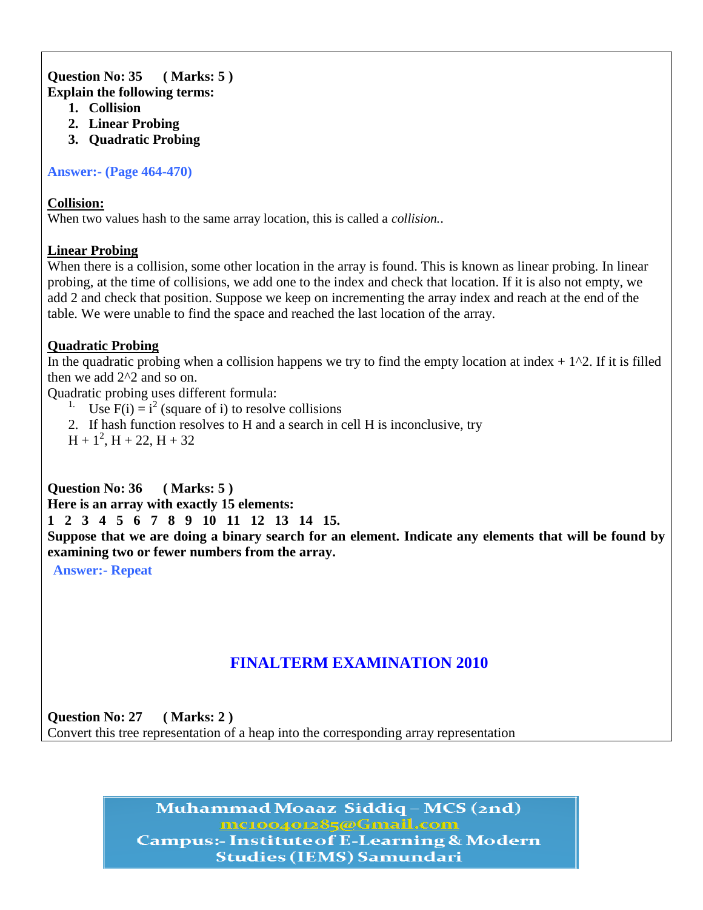**Question No: 35 ( Marks: 5 )**
**Explain the following terms:**

1. **Collision**
2. **Linear Probing**
3. **Quadratic Probing**

**Answer:- (Page 464-470)**

**Collision:**
When two values hash to the same array location, this is called a *collision.*.

**Linear Probing**
When there is a collision, some other location in the array is found. This is known as linear probing. In linear probing, at the time of collisions, we add one to the index and check that location. If it is also not empty, we add 2 and check that position. Suppose we keep on incrementing the array index and reach at the end of the table. We were unable to find the space and reached the last location of the array.

**Quadratic Probing**
In the quadratic probing when a collision happens we try to find the empty location at index + 1^2. If it is filled then we add 2^2 and so on.
Quadratic probing uses different formula:

1. Use $F(i) = i^2$ (square of i) to resolve collisions
2. If hash function resolves to H and a search in cell H is inconclusive, try
   $H + 1^2$, H + 22, H + 32

**Question No: 36 ( Marks: 5 )**
**Here is an array with exactly 15 elements:**
**1 2 3 4 5 6 7 8 9 10 11 12 13 14 15.**
**Suppose that we are doing a binary search for an element. Indicate any elements that will be found by examining two or fewer numbers from the array.**

**Answer:- Repeat**

## FINALTERM EXAMINATION 2010

**Question No: 27 ( Marks: 2 )**
Convert this tree representation of a heap into the corresponding array representation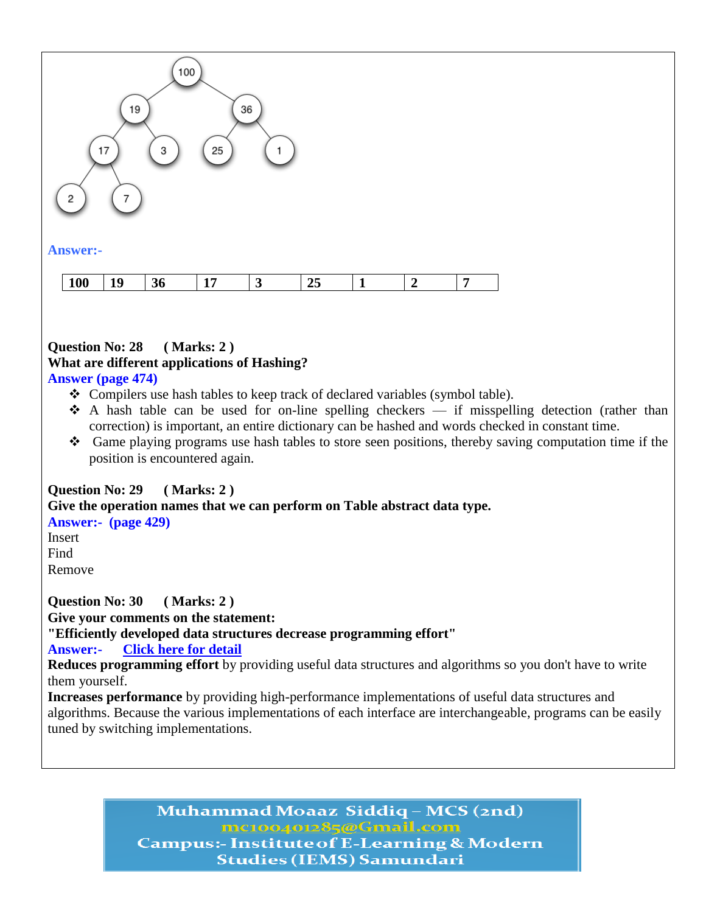**Answer:-**

| 100 | 19 | 36 | 17 | 3 | 25 | 1 | 2 | 7 |
|---|---|---|---|---|---|---|---|---|

**Question No: 28 ( Marks: 2 )**

**What are different applications of Hashing?**

**Answer (page 474)**

- Compilers use hash tables to keep track of declared variables (symbol table).
- A hash table can be used for on-line spelling checkers — if misspelling detection (rather than correction) is important, an entire dictionary can be hashed and words checked in constant time.
- Game playing programs use hash tables to store seen positions, thereby saving computation time if the position is encountered again.

**Question No: 29 ( Marks: 2 )**

**Give the operation names that we can perform on Table abstract data type.**

**Answer:- (page 429)**

Insert
Find
Remove

**Question No: 30 ( Marks: 2 )**

**Give your comments on the statement:**

**"Efficiently developed data structures decrease programming effort"**

**Answer:-** Click here for detail

**Reduces programming effort** by providing useful data structures and algorithms so you don't have to write them yourself.

**Increases performance** by providing high-performance implementations of useful data structures and algorithms. Because the various implementations of each interface are interchangeable, programs can be easily tuned by switching implementations.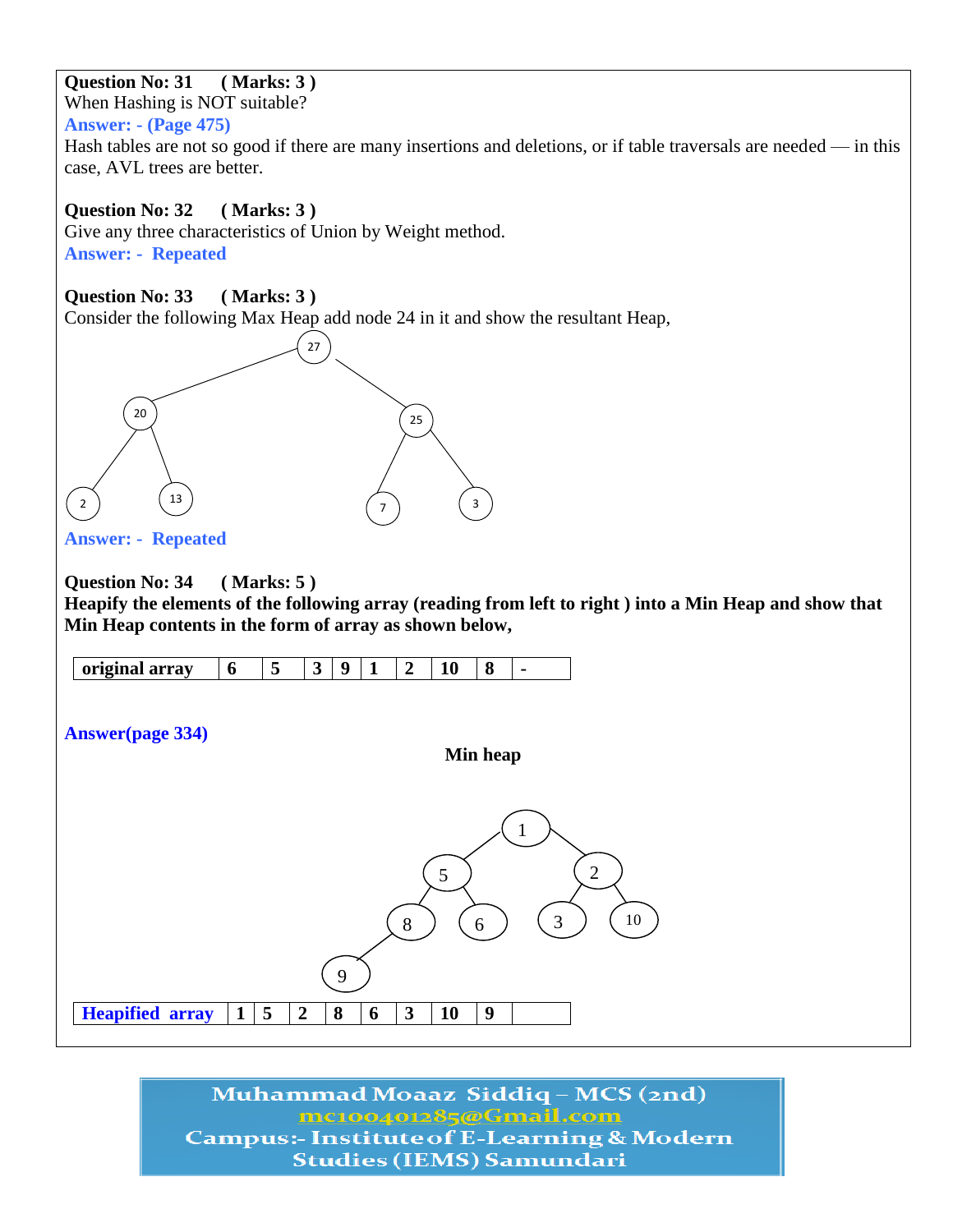**Question No: 31 ( Marks: 3 )**
When Hashing is NOT suitable?
**Answer: - (Page 475)**
Hash tables are not so good if there are many insertions and deletions, or if table traversals are needed — in this case, AVL trees are better.

**Question No: 32 ( Marks: 3 )**
Give any three characteristics of Union by Weight method.
**Answer: - Repeated**

**Question No: 33 ( Marks: 3 )**
Consider the following Max Heap add node 24 in it and show the resultant Heap,

```
              27
           /      \
         20        25
        /  \      /  \
       2   13    7    3
```

**Answer: - Repeated**

**Question No: 34 ( Marks: 5 )**
**Heapify the elements of the following array (reading from left to right ) into a Min Heap and show that Min Heap contents in the form of array as shown below,**

| original array | 6 | 5 | 3 | 9 | 1 | 2 | 10 | 8 | - |
|---|---|---|---|---|---|---|---|---|---|

**Answer(page 334)**

**Min heap**

```
              1
           /     \
          5       2
         / \     / \
        8   6   3   10
       /
      9
```

| Heapified array | 1 | 5 | 2 | 8 | 6 | 3 | 10 | 9 | |
|---|---|---|---|---|---|---|---|---|---|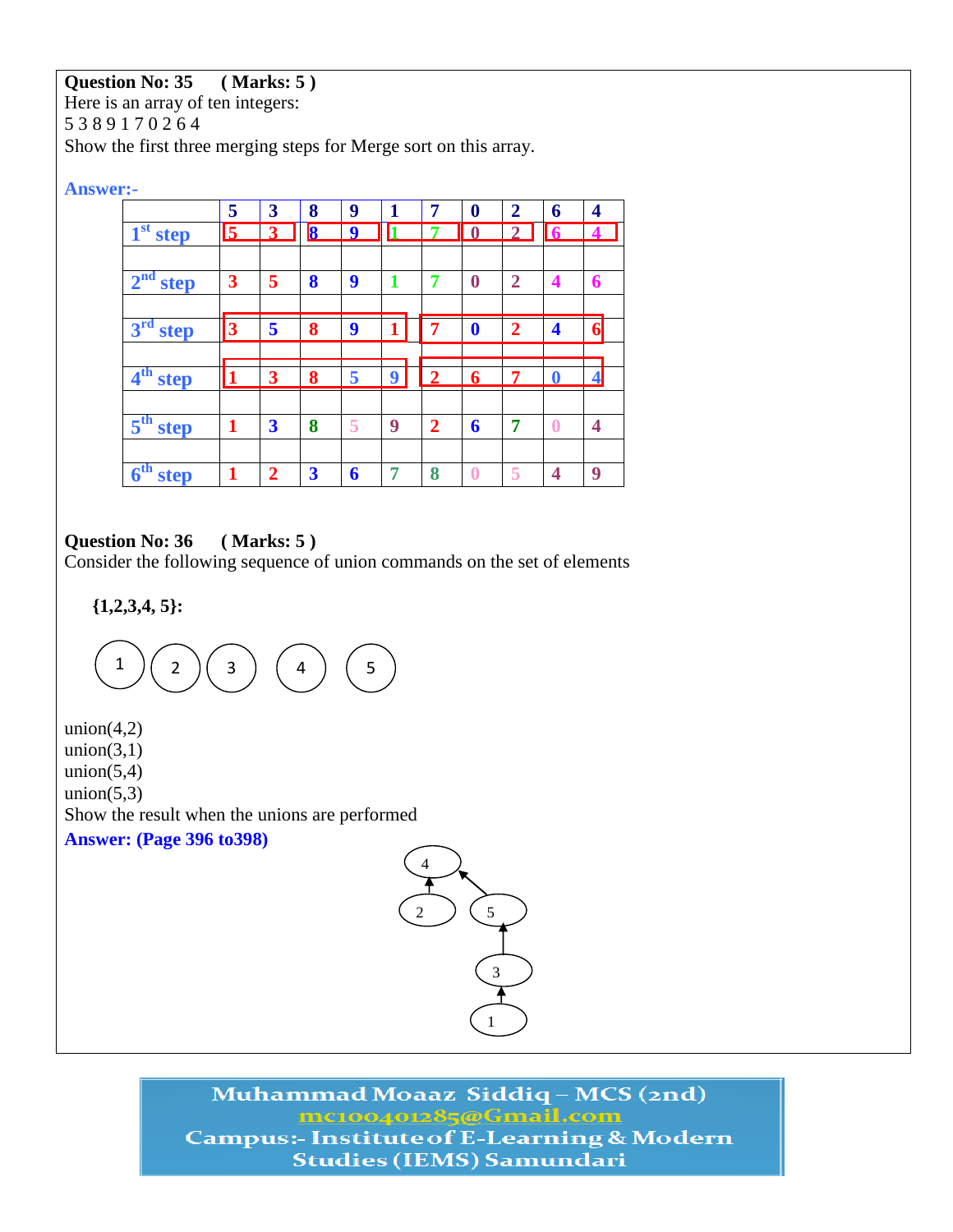**Question No: 35 ( Marks: 5 )**

Here is an array of ten integers:

5 3 8 9 1 7 0 2 6 4

Show the first three merging steps for Merge sort on this array.

**Answer:-**

| | 5 | 3 | 8 | 9 | 1 | 7 | 0 | 2 | 6 | 4 |
|---|---|---|---|---|---|---|---|---|---|---|
| 1st step | 5 | 3 | 8 | 9 | 1 | 7 | 0 | 2 | 6 | 4 |
| | | | | | | | | | | |
| 2nd step | 3 | 5 | 8 | 9 | 1 | 7 | 0 | 2 | 4 | 6 |
| | | | | | | | | | | |
| 3rd step | 3 | 5 | 8 | 9 | 1 | 7 | 0 | 2 | 4 | 6 |
| | | | | | | | | | | |
| 4th step | 1 | 3 | 8 | 5 | 9 | 2 | 6 | 7 | 0 | 4 |
| | | | | | | | | | | |
| 5th step | 1 | 3 | 8 | 5 | 9 | 2 | 6 | 7 | 0 | 4 |
| | | | | | | | | | | |
| 6th step | 1 | 2 | 3 | 6 | 7 | 8 | 0 | 5 | 4 | 9 |

**Question No: 36 ( Marks: 5 )**

Consider the following sequence of union commands on the set of elements

**{1,2,3,4, 5}:**

1 2 3 4 5

union(4,2)
union(3,1)
union(5,4)
union(5,3)

Show the result when the unions are performed

**Answer: (Page 396 to398)**

2 → 4, 5 → 4, 3 → 5, 1 → 3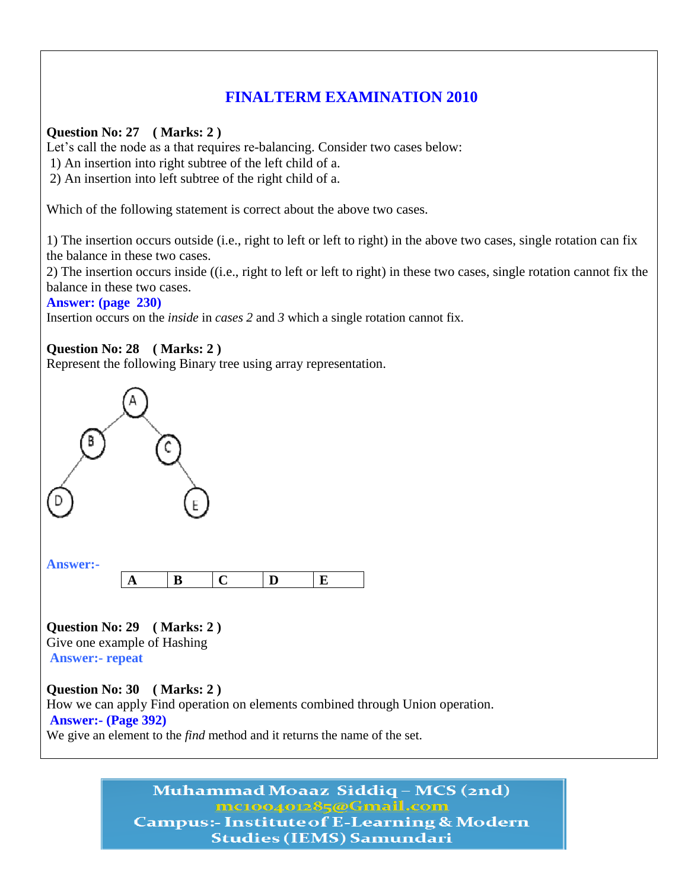## FINALTERM EXAMINATION 2010

**Question No: 27 ( Marks: 2 )**

Let's call the node as a that requires re-balancing. Consider two cases below:

1) An insertion into right subtree of the left child of a.
2) An insertion into left subtree of the right child of a.

Which of the following statement is correct about the above two cases.

1) The insertion occurs outside (i.e., right to left or left to right) in the above two cases, single rotation can fix the balance in these two cases.
2) The insertion occurs inside ((i.e., right to left or left to right) in these two cases, single rotation cannot fix the balance in these two cases.

**Answer: (page 230)**

Insertion occurs on the *inside* in *cases 2* and *3* which a single rotation cannot fix.

**Question No: 28 ( Marks: 2 )**

Represent the following Binary tree using array representation.

**Answer:-**

| A | B | C | D | E |
|---|---|---|---|---|

**Question No: 29 ( Marks: 2 )**

Give one example of Hashing

**Answer:- repeat**

**Question No: 30 ( Marks: 2 )**

How we can apply Find operation on elements combined through Union operation.

**Answer:- (Page 392)**

We give an element to the *find* method and it returns the name of the set.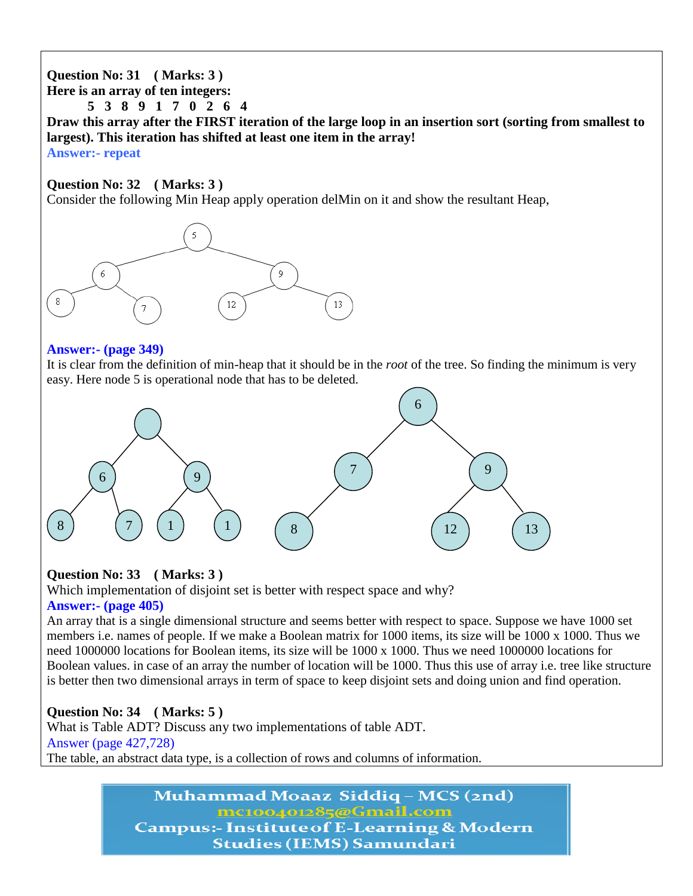**Question No: 31 ( Marks: 3 )**
**Here is an array of ten integers:**

**5 3 8 9 1 7 0 2 6 4**

**Draw this array after the FIRST iteration of the large loop in an insertion sort (sorting from smallest to largest). This iteration has shifted at least one item in the array!**

Answer:- repeat

**Question No: 32 ( Marks: 3 )**

Consider the following Min Heap apply operation delMin on it and show the resultant Heap,

**Answer:- (page 349)**

It is clear from the definition of min-heap that it should be in the *root* of the tree. So finding the minimum is very easy. Here node 5 is operational node that has to be deleted.

**Question No: 33 ( Marks: 3 )**

Which implementation of disjoint set is better with respect space and why?

**Answer:- (page 405)**

An array that is a single dimensional structure and seems better with respect to space. Suppose we have 1000 set members i.e. names of people. If we make a Boolean matrix for 1000 items, its size will be 1000 x 1000. Thus we need 1000000 locations for Boolean items, its size will be 1000 x 1000. Thus we need 1000000 locations for Boolean values. in case of an array the number of location will be 1000. Thus this use of array i.e. tree like structure is better then two dimensional arrays in term of space to keep disjoint sets and doing union and find operation.

**Question No: 34 ( Marks: 5 )**

What is Table ADT? Discuss any two implementations of table ADT.

Answer (page 427,728)

The table, an abstract data type, is a collection of rows and columns of information.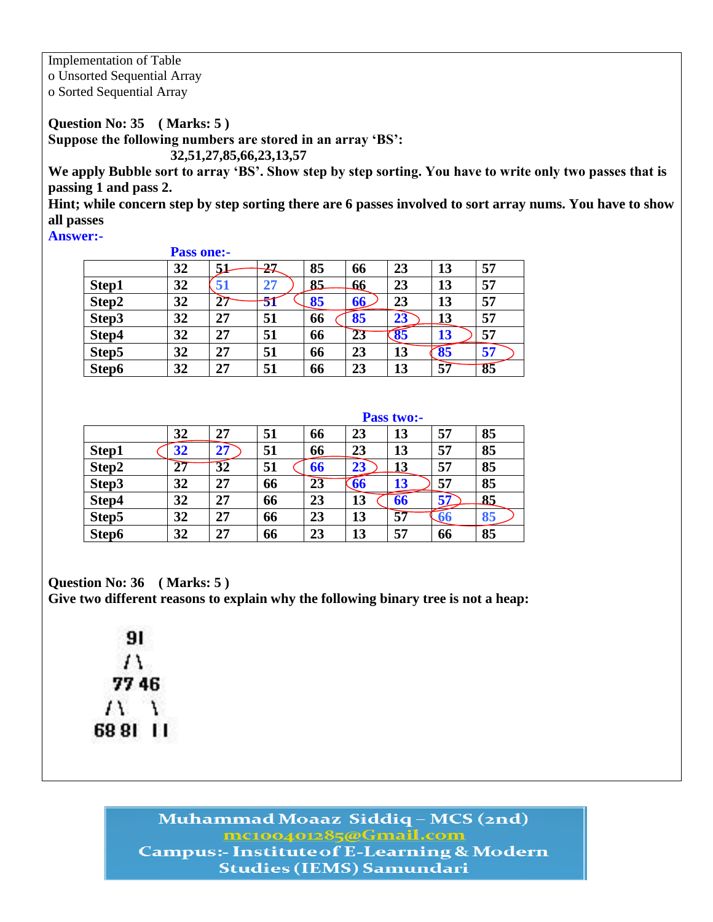Implementation of Table
o Unsorted Sequential Array
o Sorted Sequential Array

**Question No: 35 ( Marks: 5 )**

**Suppose the following numbers are stored in an array 'BS':**

**32,51,27,85,66,23,13,57**

**We apply Bubble sort to array 'BS'. Show step by step sorting. You have to write only two passes that is passing 1 and pass 2.**

**Hint; while concern step by step sorting there are 6 passes involved to sort array nums. You have to show all passes**

**Answer:-**

**Pass one:-**

| | 32 | 51 | 27 | 85 | 66 | 23 | 13 | 57 |
|---|---|---|---|---|---|---|---|---|
| Step1 | 32 | 51 | 27 | 85 | 66 | 23 | 13 | 57 |
| Step2 | 32 | 27 | 51 | 85 | 66 | 23 | 13 | 57 |
| Step3 | 32 | 27 | 51 | 66 | 85 | 23 | 13 | 57 |
| Step4 | 32 | 27 | 51 | 66 | 23 | 85 | 13 | 57 |
| Step5 | 32 | 27 | 51 | 66 | 23 | 13 | 85 | 57 |
| Step6 | 32 | 27 | 51 | 66 | 23 | 13 | 57 | 85 |

**Pass two:-**

| | 32 | 27 | 51 | 66 | 23 | 13 | 57 | 85 |
|---|---|---|---|---|---|---|---|---|
| Step1 | 32 | 27 | 51 | 66 | 23 | 13 | 57 | 85 |
| Step2 | 27 | 32 | 51 | 66 | 23 | 13 | 57 | 85 |
| Step3 | 32 | 27 | 66 | 23 | 66 | 13 | 57 | 85 |
| Step4 | 32 | 27 | 66 | 23 | 13 | 66 | 57 | 85 |
| Step5 | 32 | 27 | 66 | 23 | 13 | 57 | 66 | 85 |
| Step6 | 32 | 27 | 66 | 23 | 13 | 57 | 66 | 85 |

**Question No: 36 ( Marks: 5 )**

**Give two different reasons to explain why the following binary tree is not a heap:**

```
   91
   / \
  77  46
 / \    \
68  81   11
```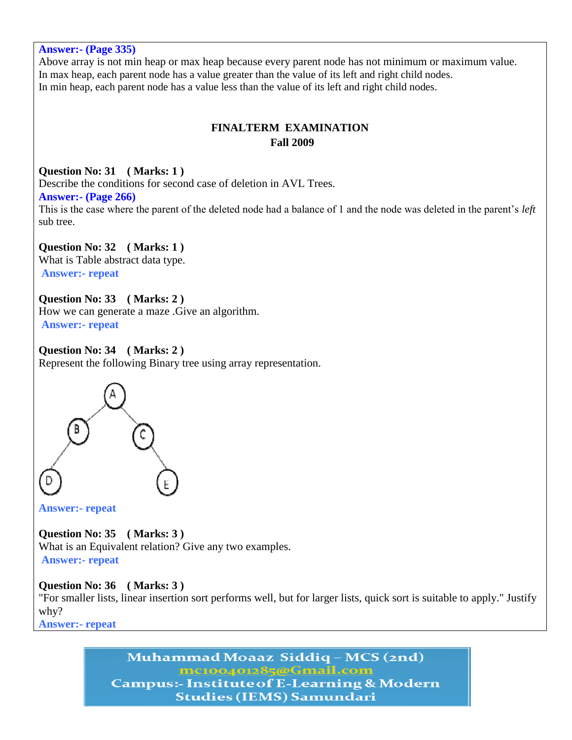**Answer:- (Page 335)**
Above array is not min heap or max heap because every parent node has not minimum or maximum value.
In max heap, each parent node has a value greater than the value of its left and right child nodes.
In min heap, each parent node has a value less than the value of its left and right child nodes.

## FINALTERM EXAMINATION
## Fall 2009

**Question No: 31 ( Marks: 1 )**
Describe the conditions for second case of deletion in AVL Trees.
**Answer:- (Page 266)**
This is the case where the parent of the deleted node had a balance of 1 and the node was deleted in the parent's *left* sub tree.

**Question No: 32 ( Marks: 1 )**
What is Table abstract data type.
**Answer:- repeat**

**Question No: 33 ( Marks: 2 )**
How we can generate a maze .Give an algorithm.
**Answer:- repeat**

**Question No: 34 ( Marks: 2 )**
Represent the following Binary tree using array representation.

**Answer:- repeat**

**Question No: 35 ( Marks: 3 )**
What is an Equivalent relation? Give any two examples.
**Answer:- repeat**

**Question No: 36 ( Marks: 3 )**
"For smaller lists, linear insertion sort performs well, but for larger lists, quick sort is suitable to apply." Justify why?
**Answer:- repeat**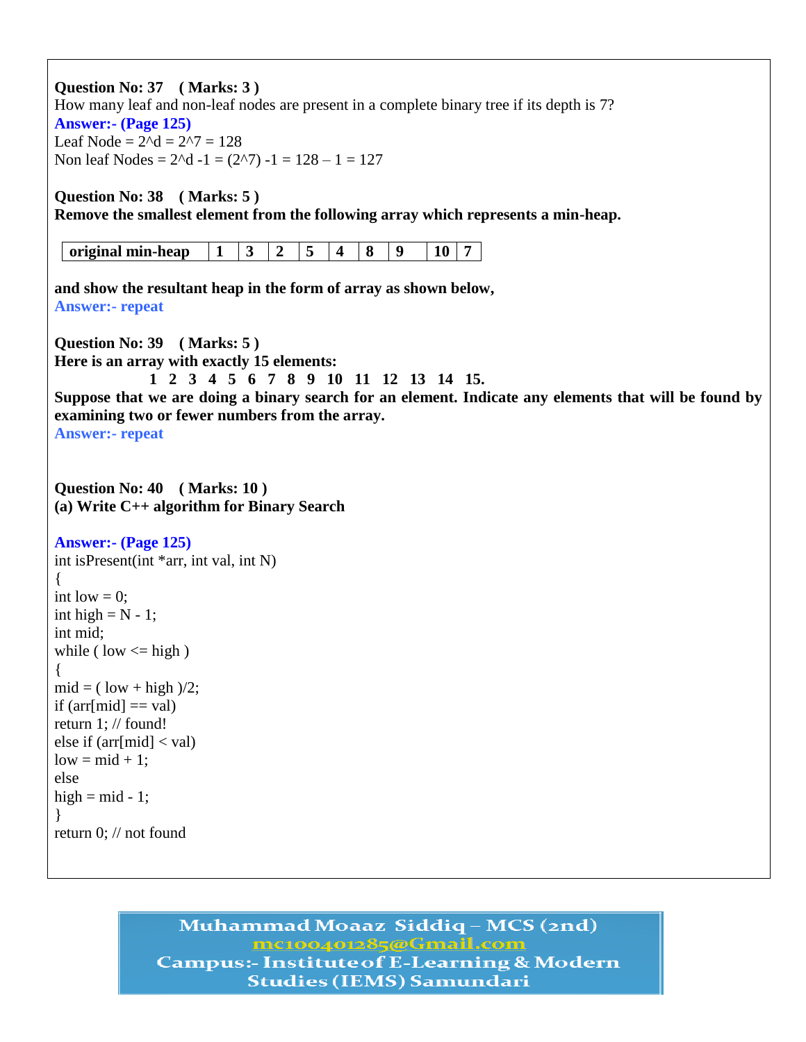**Question No: 37 ( Marks: 3 )**
How many leaf and non-leaf nodes are present in a complete binary tree if its depth is 7?
**Answer:- (Page 125)**
Leaf Node = 2^d = 2^7 = 128
Non leaf Nodes = 2^d -1 = (2^7) -1 = 128 – 1 = 127

**Question No: 38 ( Marks: 5 )**
**Remove the smallest element from the following array which represents a min-heap.**

| original min-heap | 1 | 3 | 2 | 5 | 4 | 8 | 9 | 10 | 7 |
|---|---|---|---|---|---|---|---|---|---|

**and show the resultant heap in the form of array as shown below,**
**Answer:- repeat**

**Question No: 39 ( Marks: 5 )**
**Here is an array with exactly 15 elements:**
**1 2 3 4 5 6 7 8 9 10 11 12 13 14 15.**
**Suppose that we are doing a binary search for an element. Indicate any elements that will be found by examining two or fewer numbers from the array.**
**Answer:- repeat**

**Question No: 40 ( Marks: 10 )**
**(a) Write C++ algorithm for Binary Search**

**Answer:- (Page 125)**

```
int isPresent(int *arr, int val, int N)
{
int low = 0;
int high = N - 1;
int mid;
while ( low <= high )
{
mid = ( low + high )/2;
if (arr[mid] == val)
return 1; // found!
else if (arr[mid] < val)
low = mid + 1;
else
high = mid - 1;
}
return 0; // not found
```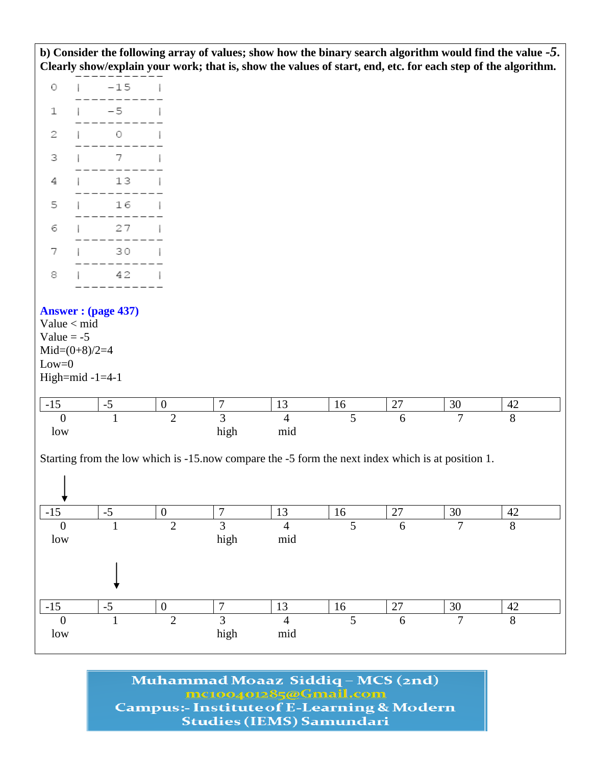**b) Consider the following array of values; show how the binary search algorithm would find the value -5. Clearly show/explain your work; that is, show the values of start, end, etc. for each step of the algorithm.**

```
        -----------
0   |    -15    |
        -----------
1   |    -5     |
        -----------
2   |    0      |
        -----------
3   |    7      |
        -----------
4   |    13     |
        -----------
5   |    16     |
        -----------
6   |    27     |
        -----------
7   |    30     |
        -----------
8   |    42     |
        -----------
```

**Answer : (page 437)**

Value < mid

Value = -5

Mid=(0+8)/2=4

Low=0

High=mid -1=4-1

| -15 | -5 | 0 | 7 | 13 | 16 | 27 | 30 | 42 |
|---|---|---|---|---|---|---|---|---|
| 0 | 1 | 2 | 3 | 4 | 5 | 6 | 7 | 8 |
| low | | | high | mid | | | | |

Starting from the low which is -15.now compare the -5 form the next index which is at position 1.

↓ (at index 0)

| -15 | -5 | 0 | 7 | 13 | 16 | 27 | 30 | 42 |
|---|---|---|---|---|---|---|---|---|
| 0 | 1 | 2 | 3 | 4 | 5 | 6 | 7 | 8 |
| low | | | high | mid | | | | |

↓ (at index 1)

| -15 | -5 | 0 | 7 | 13 | 16 | 27 | 30 | 42 |
|---|---|---|---|---|---|---|---|---|
| 0 | 1 | 2 | 3 | 4 | 5 | 6 | 7 | 8 |
| low | | | high | mid | | | | |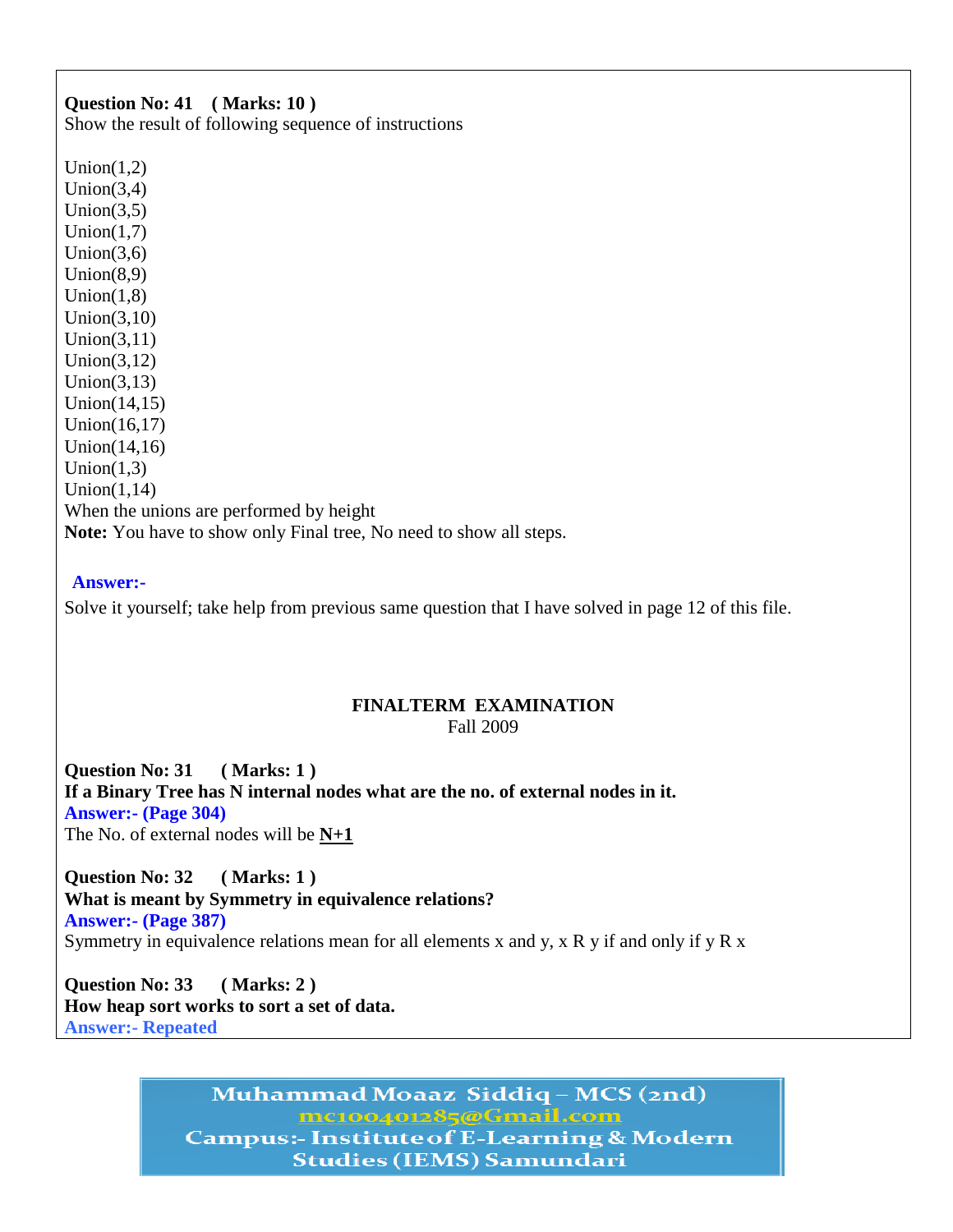**Question No: 41 ( Marks: 10 )**
Show the result of following sequence of instructions

Union(1,2)
Union(3,4)
Union(3,5)
Union(1,7)
Union(3,6)
Union(8,9)
Union(1,8)
Union(3,10)
Union(3,11)
Union(3,12)
Union(3,13)
Union(14,15)
Union(16,17)
Union(14,16)
Union(1,3)
Union(1,14)
When the unions are performed by height
**Note:** You have to show only Final tree, No need to show all steps.

**Answer:-**

Solve it yourself; take help from previous same question that I have solved in page 12 of this file.

## FINALTERM EXAMINATION
Fall 2009

**Question No: 31 ( Marks: 1 )**
**If a Binary Tree has N internal nodes what are the no. of external nodes in it.**
**Answer:- (Page 304)**
The No. of external nodes will be **N+1**

**Question No: 32 ( Marks: 1 )**
**What is meant by Symmetry in equivalence relations?**
**Answer:- (Page 387)**
Symmetry in equivalence relations mean for all elements x and y, x R y if and only if y R x

**Question No: 33 ( Marks: 2 )**
**How heap sort works to sort a set of data.**
**Answer:- Repeated**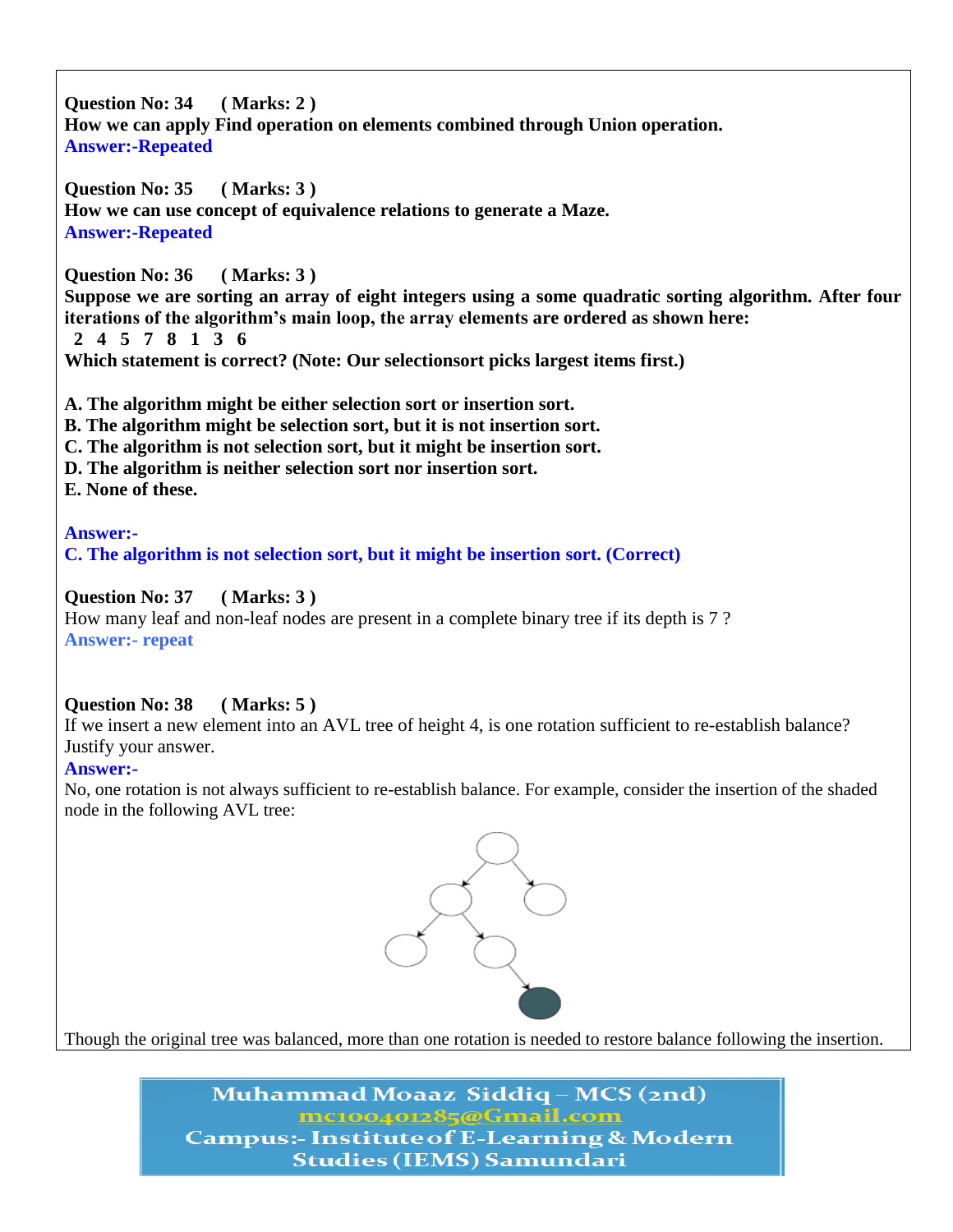**Question No: 34 ( Marks: 2 )**
**How we can apply Find operation on elements combined through Union operation.**
**Answer:-Repeated**

**Question No: 35 ( Marks: 3 )**
**How we can use concept of equivalence relations to generate a Maze.**
**Answer:-Repeated**

**Question No: 36 ( Marks: 3 )**
**Suppose we are sorting an array of eight integers using a some quadratic sorting algorithm. After four iterations of the algorithm's main loop, the array elements are ordered as shown here:**
**2 4 5 7 8 1 3 6**
**Which statement is correct? (Note: Our selectionsort picks largest items first.)**

**A. The algorithm might be either selection sort or insertion sort.**
**B. The algorithm might be selection sort, but it is not insertion sort.**
**C. The algorithm is not selection sort, but it might be insertion sort.**
**D. The algorithm is neither selection sort nor insertion sort.**
**E. None of these.**

**Answer:-**
**C. The algorithm is not selection sort, but it might be insertion sort. (Correct)**

**Question No: 37 ( Marks: 3 )**
How many leaf and non-leaf nodes are present in a complete binary tree if its depth is 7 ?
**Answer:- repeat**

**Question No: 38 ( Marks: 5 )**
If we insert a new element into an AVL tree of height 4, is one rotation sufficient to re-establish balance? Justify your answer.
**Answer:-**
No, one rotation is not always sufficient to re-establish balance. For example, consider the insertion of the shaded node in the following AVL tree:

Though the original tree was balanced, more than one rotation is needed to restore balance following the insertion.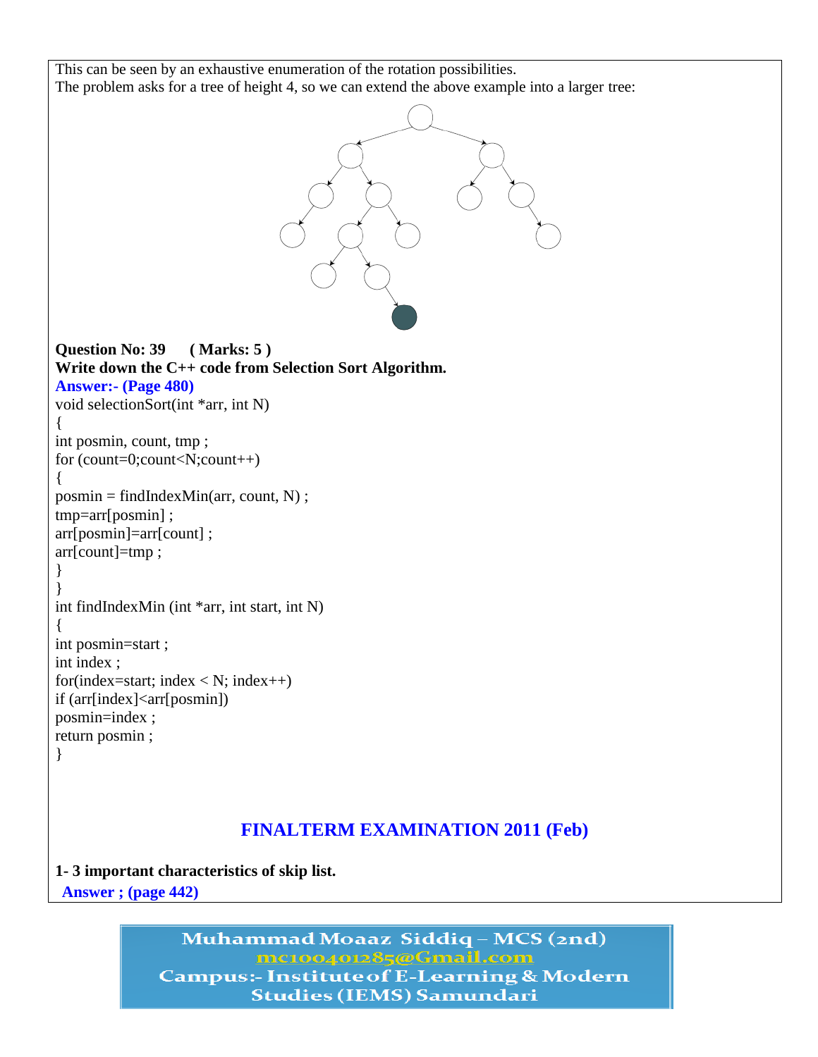This can be seen by an exhaustive enumeration of the rotation possibilities.
The problem asks for a tree of height 4, so we can extend the above example into a larger tree:

**Question No: 39 ( Marks: 5 )**
**Write down the C++ code from Selection Sort Algorithm.**
**Answer:- (Page 480)**

```
void selectionSort(int *arr, int N)
{
int posmin, count, tmp ;
for (count=0;count<N;count++)
{
posmin = findIndexMin(arr, count, N) ;
tmp=arr[posmin] ;
arr[posmin]=arr[count] ;
arr[count]=tmp ;
}
}
int findIndexMin (int *arr, int start, int N)
{
int posmin=start ;
int index ;
for(index=start; index < N; index++)
if (arr[index]<arr[posmin])
posmin=index ;
return posmin ;
}
```

## FINALTERM EXAMINATION 2011 (Feb)

**1- 3 important characteristics of skip list.**
**Answer ; (page 442)**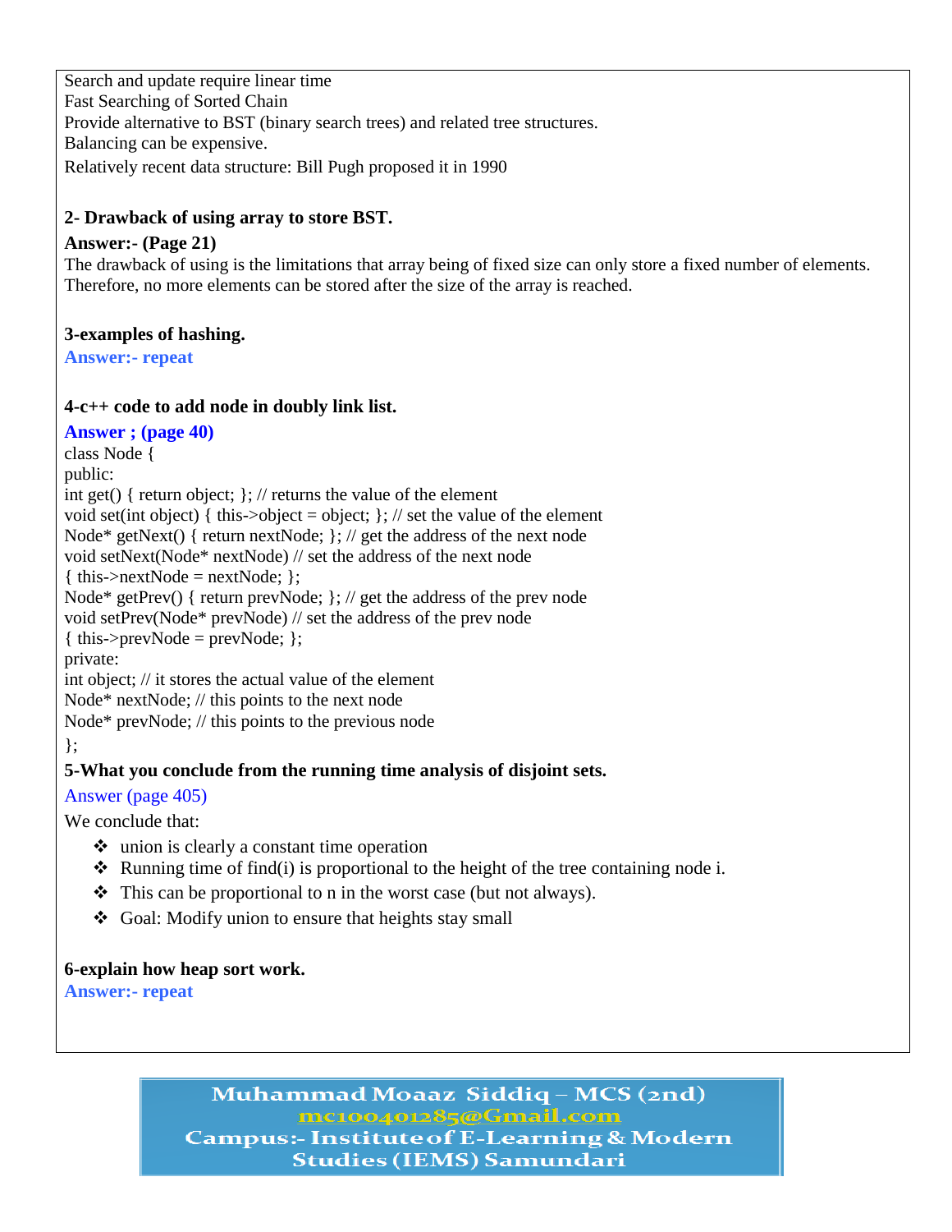Search and update require linear time
Fast Searching of Sorted Chain
Provide alternative to BST (binary search trees) and related tree structures.
Balancing can be expensive.
Relatively recent data structure: Bill Pugh proposed it in 1990

**2- Drawback of using array to store BST.**

**Answer:- (Page 21)**

The drawback of using is the limitations that array being of fixed size can only store a fixed number of elements. Therefore, no more elements can be stored after the size of the array is reached.

**3-examples of hashing.**

**Answer:- repeat**

**4-c++ code to add node in doubly link list.**

**Answer ; (page 40)**

```
class Node {
public:
int get() { return object; }; // returns the value of the element
void set(int object) { this->object = object; }; // set the value of the element
Node* getNext() { return nextNode; }; // get the address of the next node
void setNext(Node* nextNode) // set the address of the next node
{ this->nextNode = nextNode; };
Node* getPrev() { return prevNode; }; // get the address of the prev node
void setPrev(Node* prevNode) // set the address of the prev node
{ this->prevNode = prevNode; };
private:
int object; // it stores the actual value of the element
Node* nextNode; // this points to the next node
Node* prevNode; // this points to the previous node
};
```

**5-What you conclude from the running time analysis of disjoint sets.**

Answer (page 405)

We conclude that:

- union is clearly a constant time operation
- Running time of find(i) is proportional to the height of the tree containing node i.
- This can be proportional to n in the worst case (but not always).
- Goal: Modify union to ensure that heights stay small

**6-explain how heap sort work.**

**Answer:- repeat**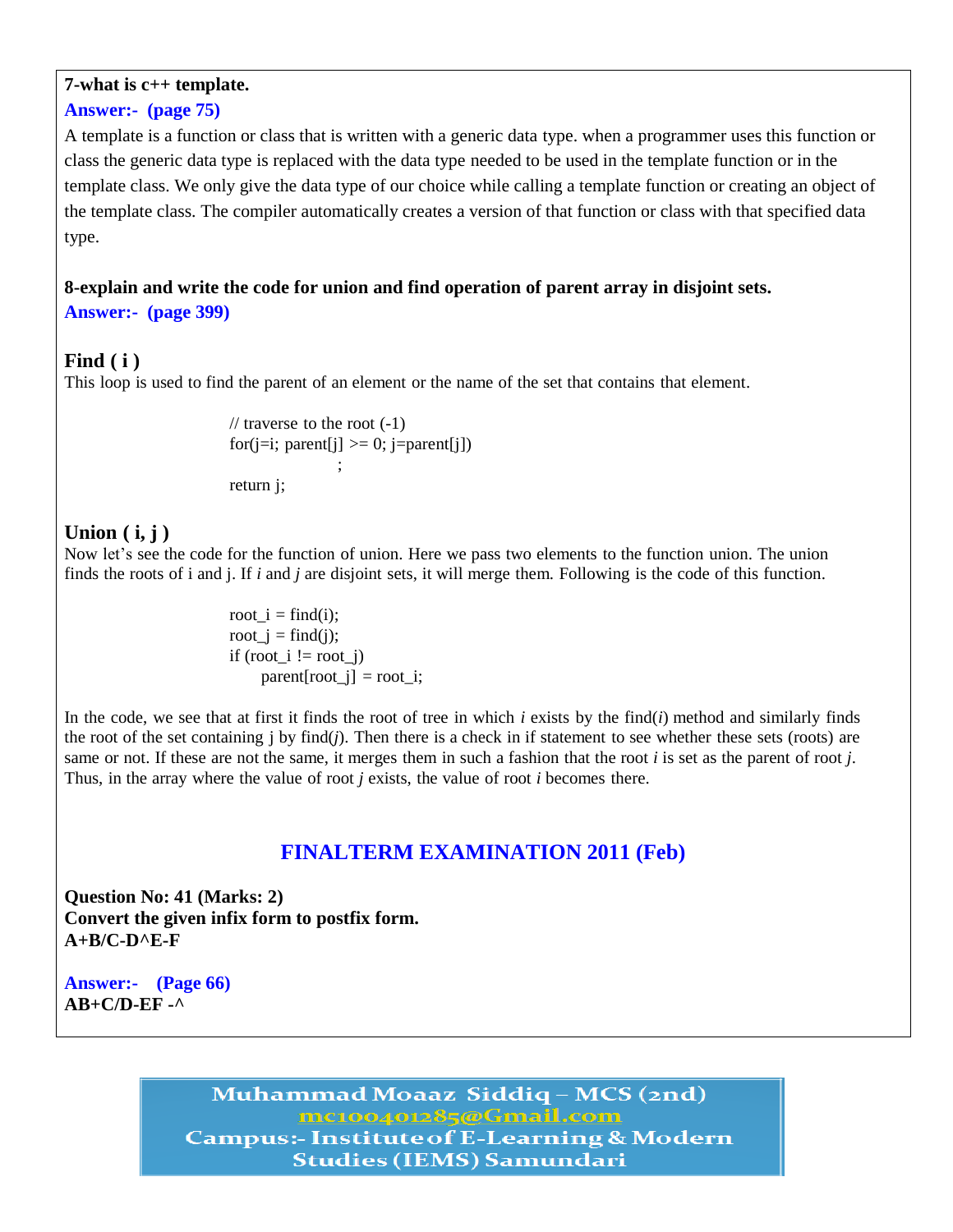**7-what is c++ template.**

**Answer:- (page 75)**

A template is a function or class that is written with a generic data type. when a programmer uses this function or class the generic data type is replaced with the data type needed to be used in the template function or in the template class. We only give the data type of our choice while calling a template function or creating an object of the template class. The compiler automatically creates a version of that function or class with that specified data type.

**8-explain and write the code for union and find operation of parent array in disjoint sets.**

**Answer:- (page 399)**

### Find ( i )

This loop is used to find the parent of an element or the name of the set that contains that element.

```
// traverse to the root (-1)
for(j=i; parent[j] >= 0; j=parent[j])
                ;
return j;
```

### Union ( i, j )

Now let's see the code for the function of union. Here we pass two elements to the function union. The union finds the roots of i and j. If *i* and *j* are disjoint sets, it will merge them. Following is the code of this function.

```
root_i = find(i);
root_j = find(j);
if (root_i != root_j)
     parent[root_j] = root_i;
```

In the code, we see that at first it finds the root of tree in which *i* exists by the find(*i*) method and similarly finds the root of the set containing j by find(*j*). Then there is a check in if statement to see whether these sets (roots) are same or not. If these are not the same, it merges them in such a fashion that the root *i* is set as the parent of root *j*. Thus, in the array where the value of root *j* exists, the value of root *i* becomes there.

## FINALTERM EXAMINATION 2011 (Feb)

**Question No: 41 (Marks: 2)**
**Convert the given infix form to postfix form.**
**A+B/C-D^E-F**

**Answer:- (Page 66)**
**AB+C/D-EF -^**

Muhammad Moaaz Siddiq – MCS (2nd)
mc100401285@Gmail.com
Campus:- Institute of E-Learning & Modern Studies (IEMS) Samundari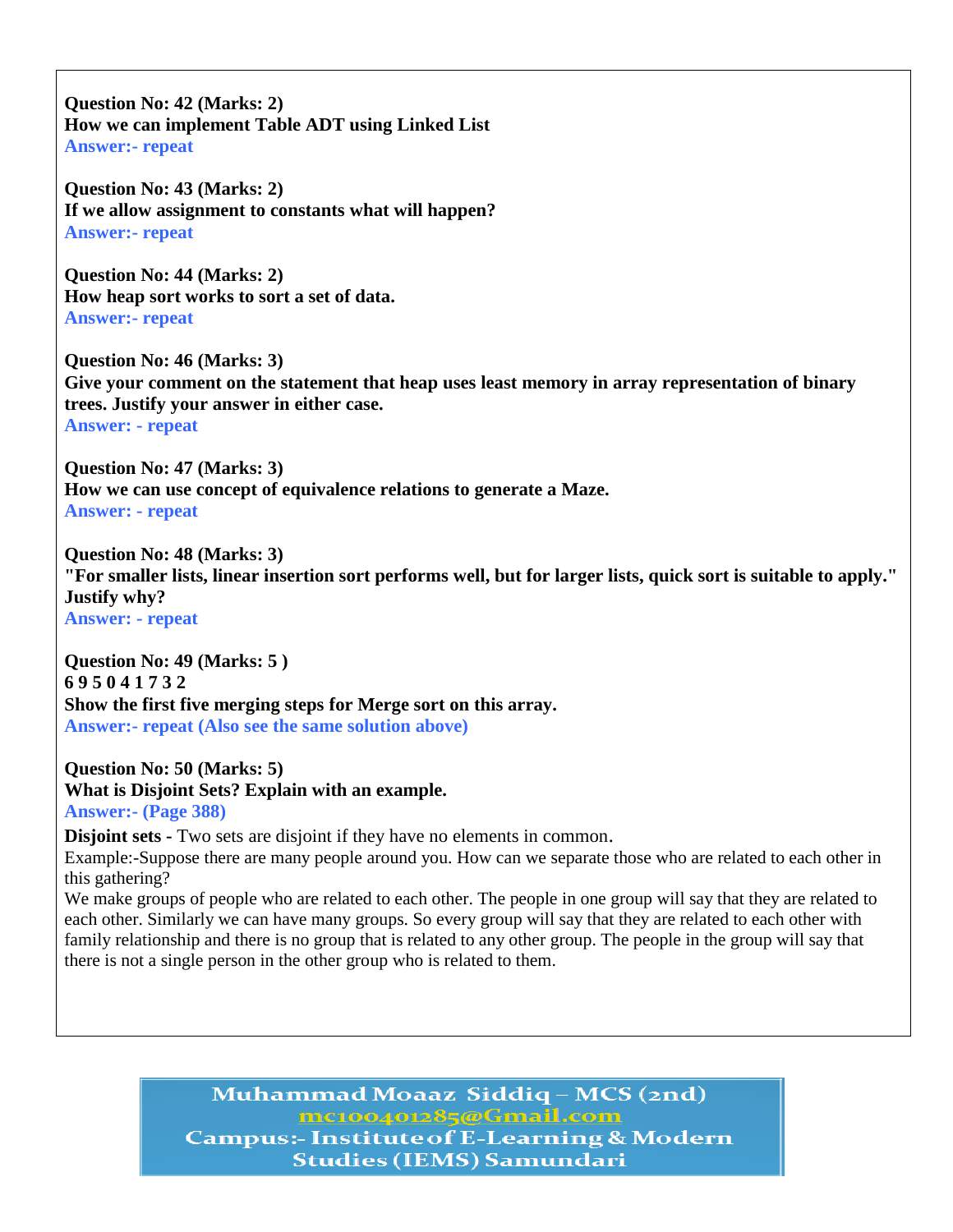**Question No: 42 (Marks: 2)**
**How we can implement Table ADT using Linked List**
**Answer:- repeat**

**Question No: 43 (Marks: 2)**
**If we allow assignment to constants what will happen?**
**Answer:- repeat**

**Question No: 44 (Marks: 2)**
**How heap sort works to sort a set of data.**
**Answer:- repeat**

**Question No: 46 (Marks: 3)**
**Give your comment on the statement that heap uses least memory in array representation of binary trees. Justify your answer in either case.**
**Answer: - repeat**

**Question No: 47 (Marks: 3)**
**How we can use concept of equivalence relations to generate a Maze.**
**Answer: - repeat**

**Question No: 48 (Marks: 3)**
**"For smaller lists, linear insertion sort performs well, but for larger lists, quick sort is suitable to apply." Justify why?**
**Answer: - repeat**

**Question No: 49 (Marks: 5 )**
**6 9 5 0 4 1 7 3 2**
**Show the first five merging steps for Merge sort on this array.**
**Answer:- repeat (Also see the same solution above)**

**Question No: 50 (Marks: 5)**
**What is Disjoint Sets? Explain with an example.**
**Answer:- (Page 388)**

**Disjoint sets -** Two sets are disjoint if they have no elements in common.
Example:-Suppose there are many people around you. How can we separate those who are related to each other in this gathering?
We make groups of people who are related to each other. The people in one group will say that they are related to each other. Similarly we can have many groups. So every group will say that they are related to each other with family relationship and there is no group that is related to any other group. The people in the group will say that there is not a single person in the other group who is related to them.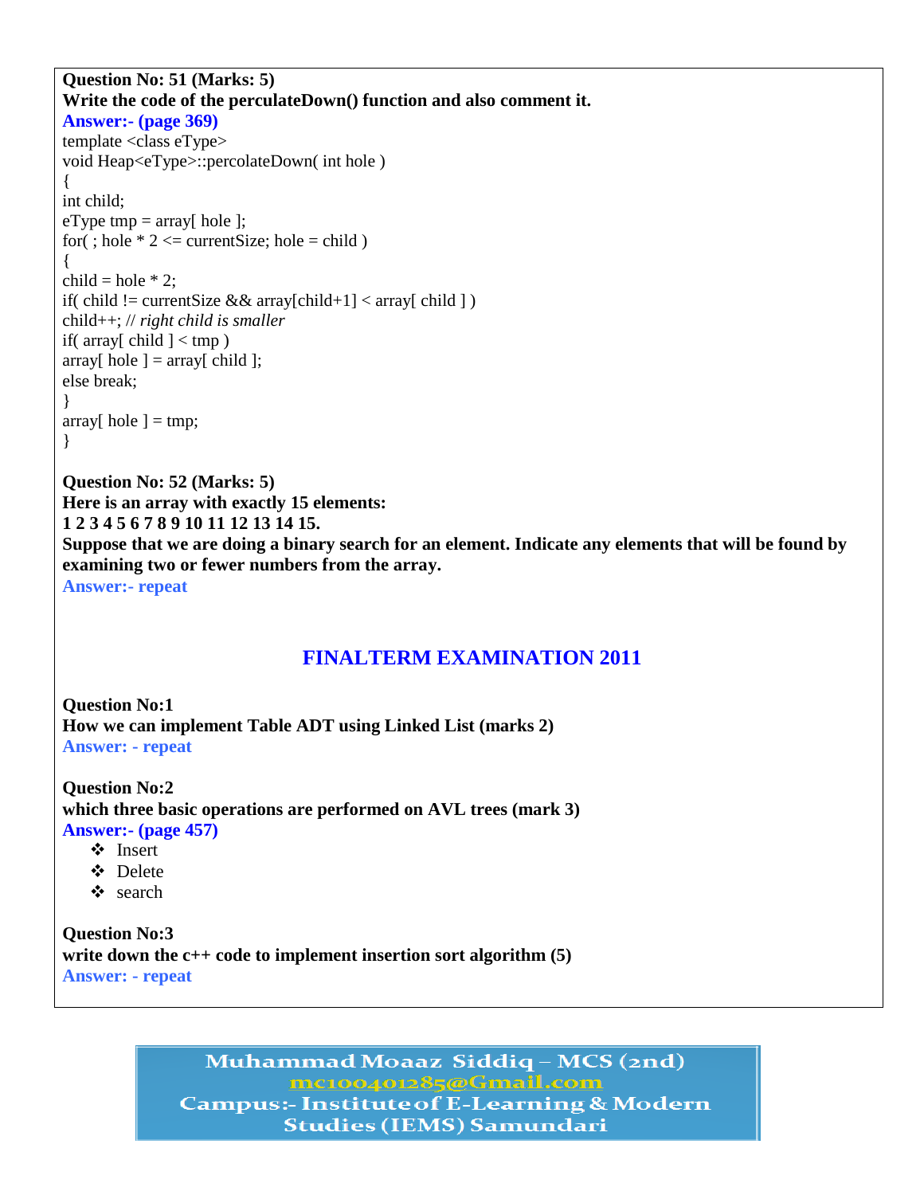**Question No: 51 (Marks: 5)**
**Write the code of the perculateDown() function and also comment it.**
**Answer:- (page 369)**

```
template <class eType>
void Heap<eType>::percolateDown( int hole )
{
int child;
eType tmp = array[ hole ];
for( ; hole * 2 <= currentSize; hole = child )
{
child = hole * 2;
if( child != currentSize && array[child+1] < array[ child ] )
child++; // right child is smaller
if( array[ child ] < tmp )
array[ hole ] = array[ child ];
else break;
}
array[ hole ] = tmp;
}
```

**Question No: 52 (Marks: 5)**
**Here is an array with exactly 15 elements:**
**1 2 3 4 5 6 7 8 9 10 11 12 13 14 15.**
**Suppose that we are doing a binary search for an element. Indicate any elements that will be found by examining two or fewer numbers from the array.**
**Answer:- repeat**

## FINALTERM EXAMINATION 2011

**Question No:1**
**How we can implement Table ADT using Linked List (marks 2)**
**Answer: - repeat**

**Question No:2**
**which three basic operations are performed on AVL trees (mark 3)**
**Answer:- (page 457)**

- Insert
- Delete
- search

**Question No:3**
**write down the c++ code to implement insertion sort algorithm (5)**
**Answer: - repeat**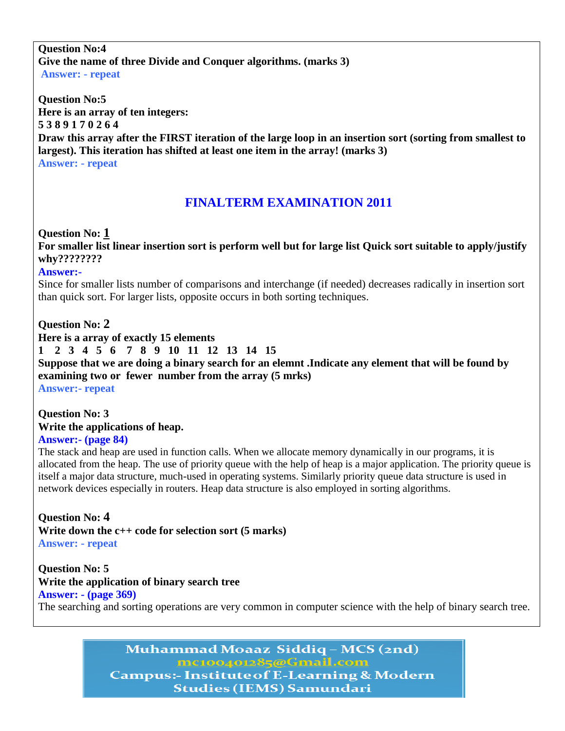**Question No:4**
**Give the name of three Divide and Conquer algorithms. (marks 3)**
**Answer: - repeat**

**Question No:5**
**Here is an array of ten integers:**
**5 3 8 9 1 7 0 2 6 4**
**Draw this array after the FIRST iteration of the large loop in an insertion sort (sorting from smallest to largest). This iteration has shifted at least one item in the array! (marks 3)**
**Answer: - repeat**

## FINALTERM EXAMINATION 2011

**Question No: 1**
**For smaller list linear insertion sort is perform well but for large list Quick sort suitable to apply/justify why????????**
**Answer:-**
Since for smaller lists number of comparisons and interchange (if needed) decreases radically in insertion sort than quick sort. For larger lists, opposite occurs in both sorting techniques.

**Question No: 2**
**Here is a array of exactly 15 elements**
**1 2 3 4 5 6 7 8 9 10 11 12 13 14 15**
**Suppose that we are doing a binary search for an elemnt .Indicate any element that will be found by examining two or fewer number from the array (5 mrks)**
**Answer:- repeat**

**Question No: 3**
**Write the applications of heap.**
**Answer:- (page 84)**
The stack and heap are used in function calls. When we allocate memory dynamically in our programs, it is allocated from the heap. The use of priority queue with the help of heap is a major application. The priority queue is itself a major data structure, much-used in operating systems. Similarly priority queue data structure is used in network devices especially in routers. Heap data structure is also employed in sorting algorithms.

**Question No: 4**
**Write down the c++ code for selection sort (5 marks)**
**Answer: - repeat**

**Question No: 5**
**Write the application of binary search tree**
**Answer: - (page 369)**
The searching and sorting operations are very common in computer science with the help of binary search tree.

Muhammad Moaaz Siddiq – MCS (2nd)
mc100401285@Gmail.com
Campus:- Institute of E-Learning & Modern Studies (IEMS) Samundari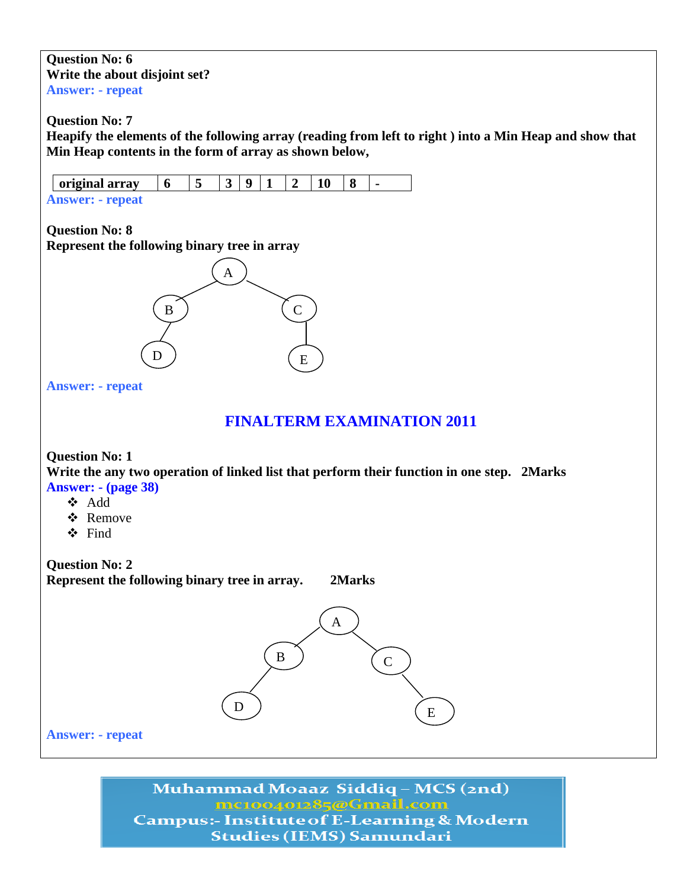**Question No: 6**
**Write the about disjoint set?**
**Answer: - repeat**

**Question No: 7**
**Heapify the elements of the following array (reading from left to right ) into a Min Heap and show that Min Heap contents in the form of array as shown below,**

| original array | 6 | 5 | 3 | 9 | 1 | 2 | 10 | 8 | - |
|---|---|---|---|---|---|---|---|---|---|

**Answer: - repeat**

**Question No: 8**
**Represent the following binary tree in array**

```
        A
       / \
      B   C
     /    |
    D     E
```

**Answer: - repeat**

## FINALTERM EXAMINATION 2011

**Question No: 1**
**Write the any two operation of linked list that perform their function in one step. 2Marks**
**Answer: - (page 38)**

- Add
- Remove
- Find

**Question No: 2**
**Represent the following binary tree in array. 2Marks**

```
        A
       / \
      B   C
     /     \
    D       E
```

**Answer: - repeat**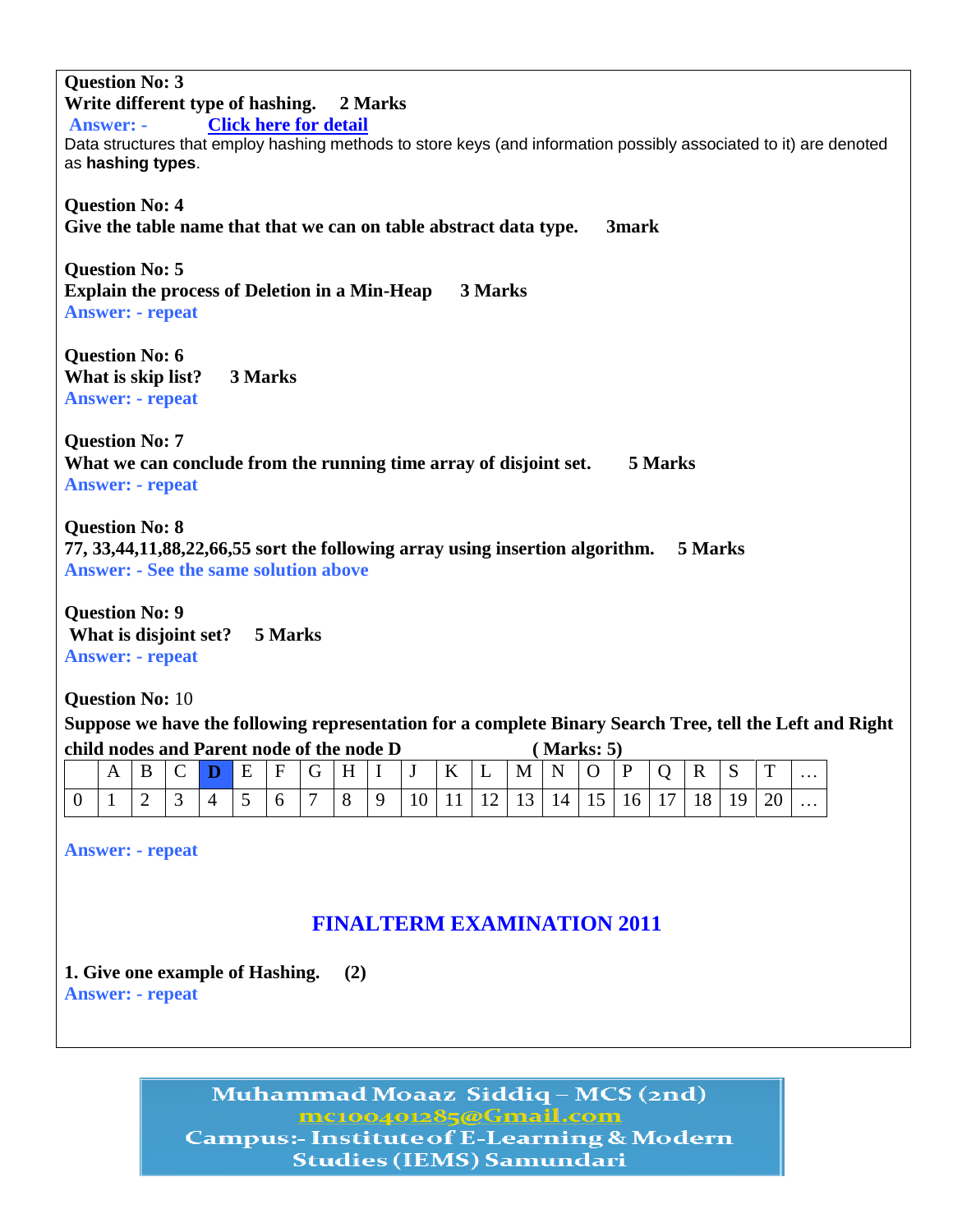**Question No: 3**
**Write different type of hashing. 2 Marks**
**Answer: -** [Click here for detail]
Data structures that employ hashing methods to store keys (and information possibly associated to it) are denoted as **hashing types**.

**Question No: 4**
**Give the table name that that we can on table abstract data type. 3mark**

**Question No: 5**
**Explain the process of Deletion in a Min-Heap 3 Marks**
**Answer: - repeat**

**Question No: 6**
**What is skip list? 3 Marks**
**Answer: - repeat**

**Question No: 7**
**What we can conclude from the running time array of disjoint set. 5 Marks**
**Answer: - repeat**

**Question No: 8**
**77, 33,44,11,88,22,66,55 sort the following array using insertion algorithm. 5 Marks**
**Answer: - See the same solution above**

**Question No: 9**
**What is disjoint set? 5 Marks**
**Answer: - repeat**

**Question No:** 10
**Suppose we have the following representation for a complete Binary Search Tree, tell the Left and Right child nodes and Parent node of the node D ( Marks: 5)**

| | A | B | C | **D** | E | F | G | H | I | J | K | L | M | N | O | P | Q | R | S | T | … |
|---|---|---|---|---|---|---|---|---|---|---|---|---|---|---|---|---|---|---|---|---|---|
| 0 | 1 | 2 | 3 | 4 | 5 | 6 | 7 | 8 | 9 | 10 | 11 | 12 | 13 | 14 | 15 | 16 | 17 | 18 | 19 | 20 | … |

**Answer: - repeat**

## FINALTERM EXAMINATION 2011

**1. Give one example of Hashing. (2)**
**Answer: - repeat**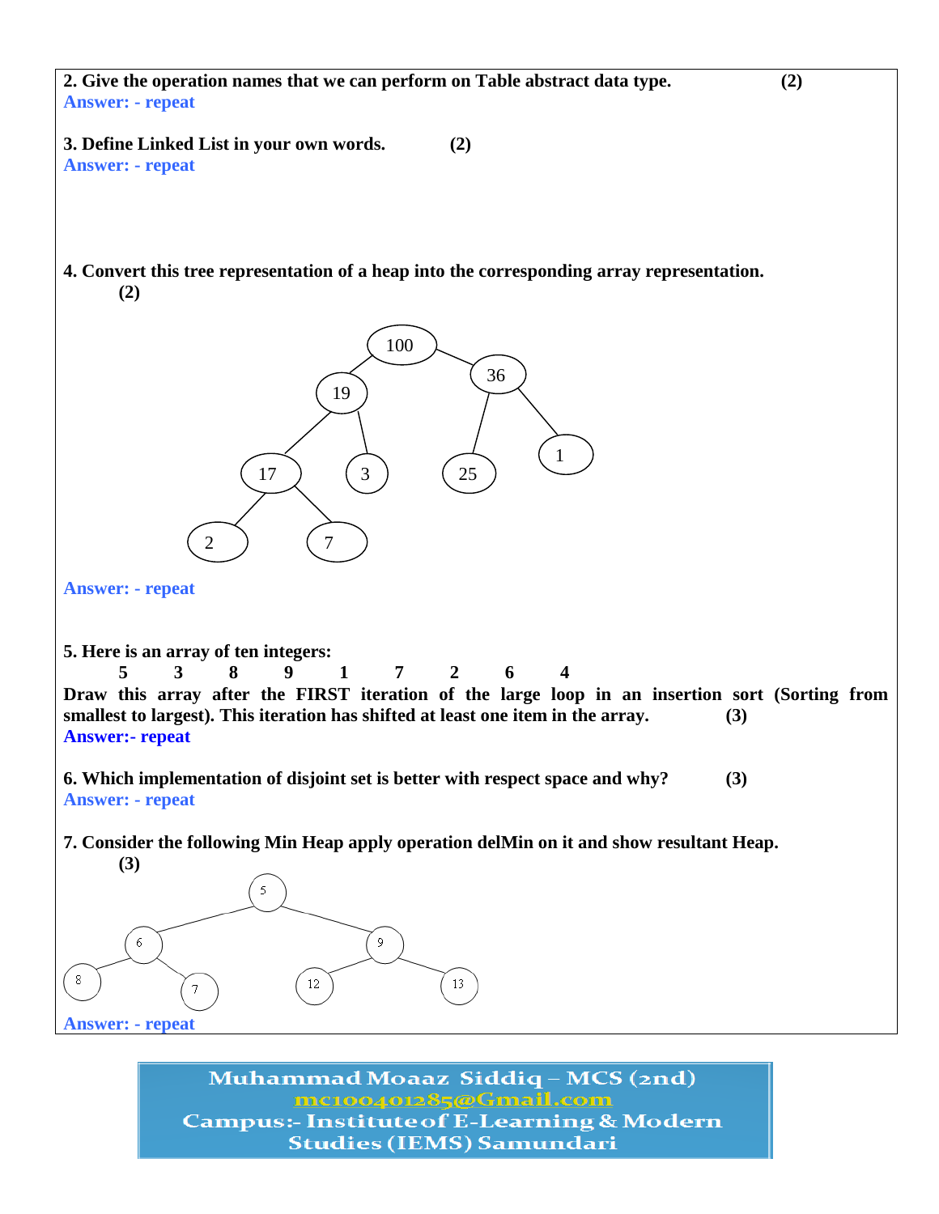**2. Give the operation names that we can perform on Table abstract data type. (2)**

**Answer: - repeat**

**3. Define Linked List in your own words. (2)**

**Answer: - repeat**

**4. Convert this tree representation of a heap into the corresponding array representation. (2)**

**Answer: - repeat**

**5. Here is an array of ten integers:**

**5 3 8 9 1 7 2 6 4**

**Draw this array after the FIRST iteration of the large loop in an insertion sort (Sorting from smallest to largest). This iteration has shifted at least one item in the array. (3)**

**Answer:- repeat**

**6. Which implementation of disjoint set is better with respect space and why? (3)**

**Answer: - repeat**

**7. Consider the following Min Heap apply operation delMin on it and show resultant Heap. (3)**

**Answer: - repeat**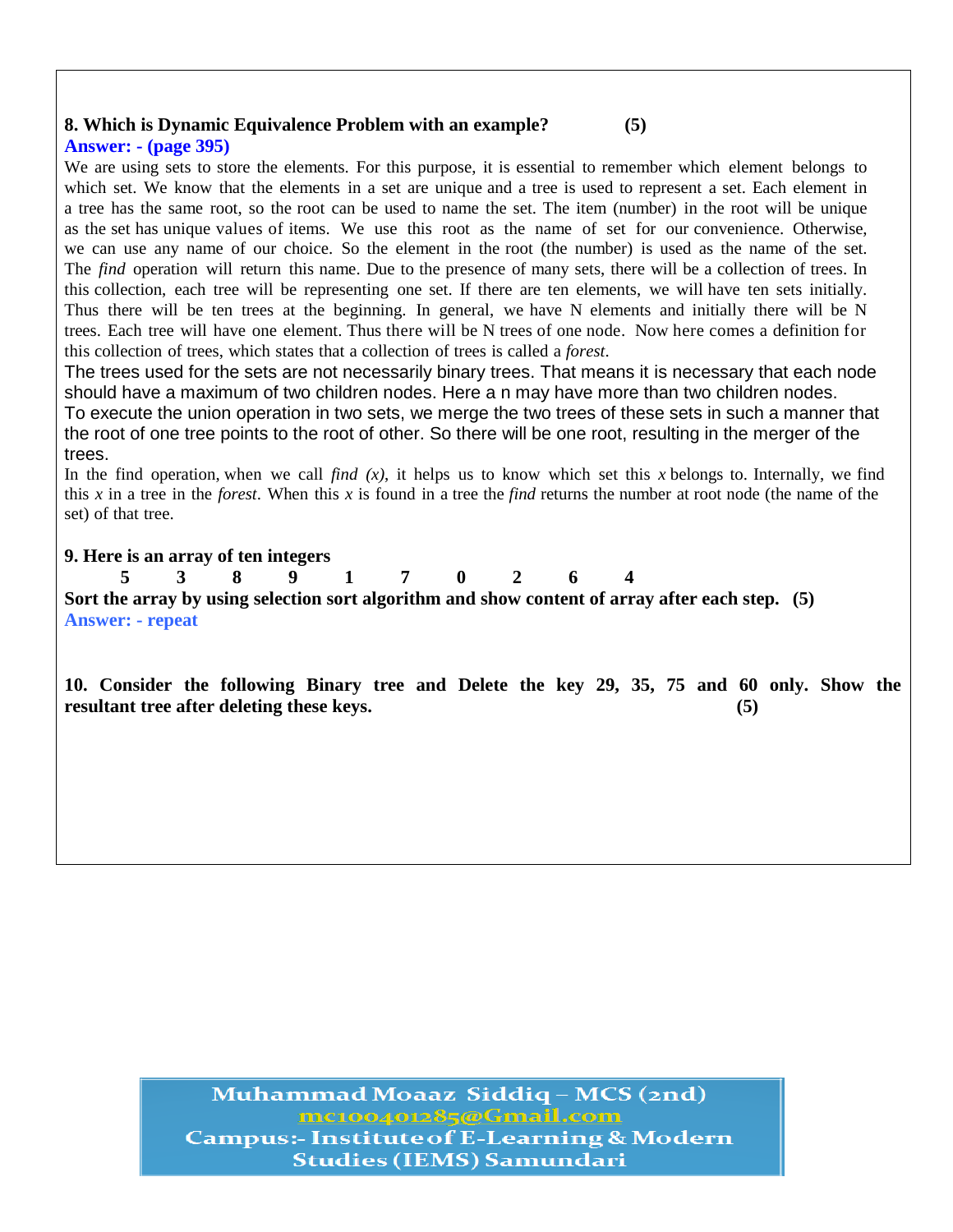**8. Which is Dynamic Equivalence Problem with an example? (5)**

**Answer: - (page 395)**

We are using sets to store the elements. For this purpose, it is essential to remember which element belongs to which set. We know that the elements in a set are unique and a tree is used to represent a set. Each element in a tree has the same root, so the root can be used to name the set. The item (number) in the root will be unique as the set has unique values of items. We use this root as the name of set for our convenience. Otherwise, we can use any name of our choice. So the element in the root (the number) is used as the name of the set. The *find* operation will return this name. Due to the presence of many sets, there will be a collection of trees. In this collection, each tree will be representing one set. If there are ten elements, we will have ten sets initially. Thus there will be ten trees at the beginning. In general, we have N elements and initially there will be N trees. Each tree will have one element. Thus there will be N trees of one node. Now here comes a definition for this collection of trees, which states that a collection of trees is called a *forest*.

The trees used for the sets are not necessarily binary trees. That means it is necessary that each node should have a maximum of two children nodes. Here a n may have more than two children nodes.

To execute the union operation in two sets, we merge the two trees of these sets in such a manner that the root of one tree points to the root of other. So there will be one root, resulting in the merger of the trees.

In the find operation, when we call *find (x)*, it helps us to know which set this *x* belongs to. Internally, we find this *x* in a tree in the *forest*. When this *x* is found in a tree the *find* returns the number at root node (the name of the set) of that tree.

**9. Here is an array of ten integers**

**5 3 8 9 1 7 0 2 6 4**

**Sort the array by using selection sort algorithm and show content of array after each step. (5)**

**Answer: - repeat**

**10. Consider the following Binary tree and Delete the key 29, 35, 75 and 60 only. Show the resultant tree after deleting these keys. (5)**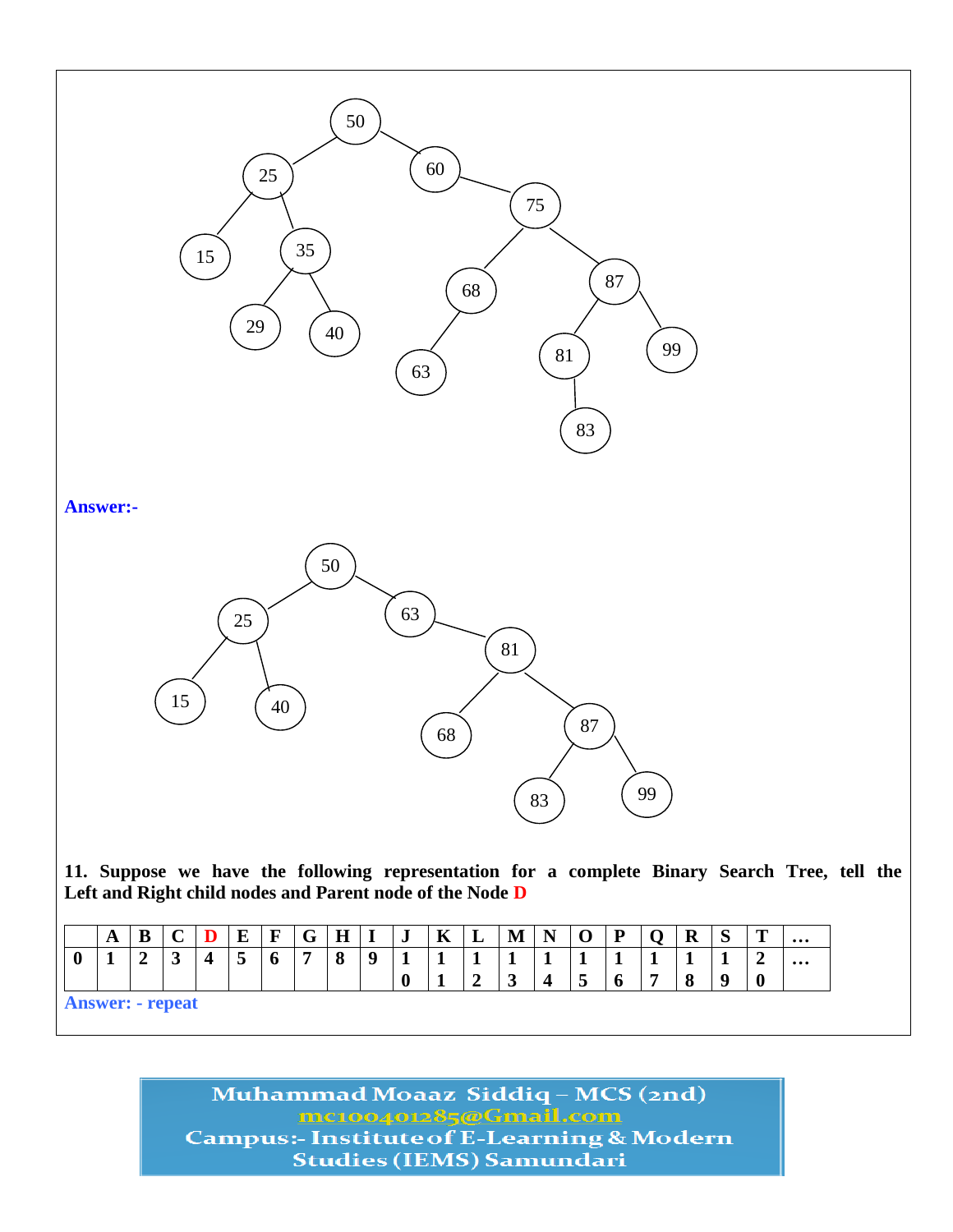**Answer:-**

**11. Suppose we have the following representation for a complete Binary Search Tree, tell the Left and Right child nodes and Parent node of the Node D**

| | A | B | C | D | E | F | G | H | I | J | K | L | M | N | O | P | Q | R | S | T | … |
|---|---|---|---|---|---|---|---|---|---|---|---|---|---|---|---|---|---|---|---|---|---|
| 0 | 1 | 2 | 3 | 4 | 5 | 6 | 7 | 8 | 9 | 10 | 11 | 12 | 13 | 14 | 15 | 16 | 17 | 18 | 19 | 20 | … |

**Answer: - repeat**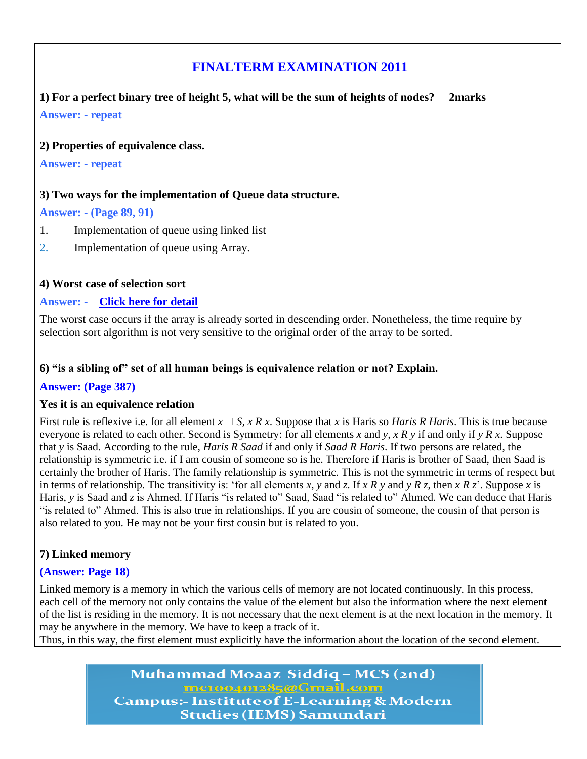# FINALTERM EXAMINATION 2011

**1) For a perfect binary tree of height 5, what will be the sum of heights of nodes? 2marks**

**Answer: - repeat**

**2) Properties of equivalence class.**

**Answer: - repeat**

**3) Two ways for the implementation of Queue data structure.**

**Answer: - (Page 89, 91)**

1. Implementation of queue using linked list
2. Implementation of queue using Array.

**4) Worst case of selection sort**

**Answer: - Click here for detail**

The worst case occurs if the array is already sorted in descending order. Nonetheless, the time require by selection sort algorithm is not very sensitive to the original order of the array to be sorted.

**6) "is a sibling of" set of all human beings is equivalence relation or not? Explain.**

**Answer: (Page 387)**

**Yes it is an equivalence relation**

First rule is reflexive i.e. for all element $x \in S$, $x R x$. Suppose that $x$ is Haris so *Haris R Haris*. This is true because everyone is related to each other. Second is Symmetry: for all elements $x$ and $y$, $x R y$ if and only if $y R x$. Suppose that $y$ is Saad. According to the rule, *Haris R Saad* if and only if *Saad R Haris*. If two persons are related, the relationship is symmetric i.e. if I am cousin of someone so is he. Therefore if Haris is brother of Saad, then Saad is certainly the brother of Haris. The family relationship is symmetric. This is not the symmetric in terms of respect but in terms of relationship. The transitivity is: 'for all elements $x$, $y$ and $z$. If $x R y$ and $y R z$, then $x R z$'. Suppose $x$ is Haris, $y$ is Saad and $z$ is Ahmed. If Haris "is related to" Saad, Saad "is related to" Ahmed. We can deduce that Haris "is related to" Ahmed. This is also true in relationships. If you are cousin of someone, the cousin of that person is also related to you. He may not be your first cousin but is related to you.

**7) Linked memory**

**(Answer: Page 18)**

Linked memory is a memory in which the various cells of memory are not located continuously. In this process, each cell of the memory not only contains the value of the element but also the information where the next element of the list is residing in the memory. It is not necessary that the next element is at the next location in the memory. It may be anywhere in the memory. We have to keep a track of it.
Thus, in this way, the first element must explicitly have the information about the location of the second element.

Muhammad Moaaz Siddiq – MCS (2nd)
mc100401285@Gmail.com
Campus:- Institute of E-Learning & Modern Studies (IEMS) Samundari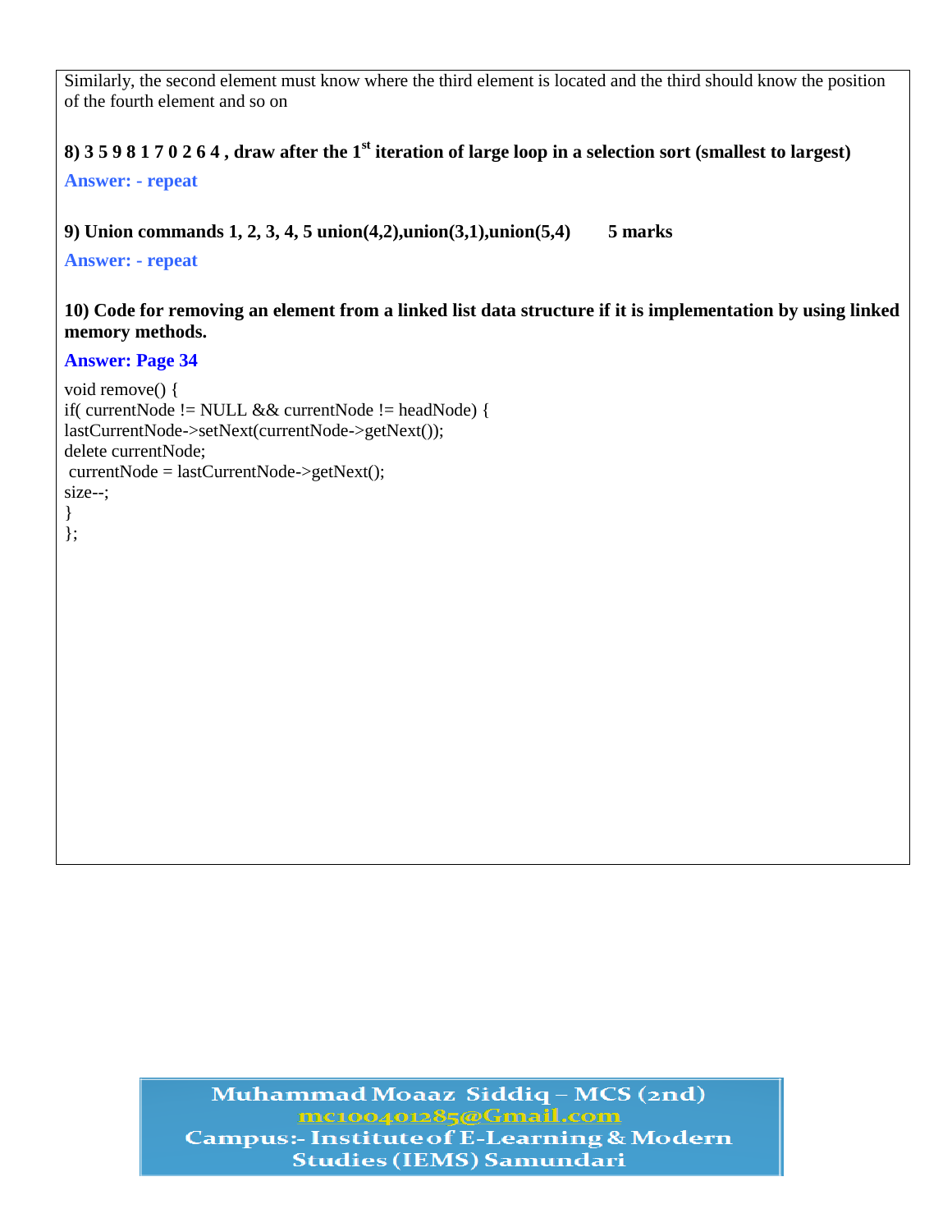Similarly, the second element must know where the third element is located and the third should know the position of the fourth element and so on

**8) 3 5 9 8 1 7 0 2 6 4 , draw after the 1st iteration of large loop in a selection sort (smallest to largest)**

**Answer: - repeat**

**9) Union commands 1, 2, 3, 4, 5 union(4,2),union(3,1),union(5,4) 5 marks**

**Answer: - repeat**

**10) Code for removing an element from a linked list data structure if it is implementation by using linked memory methods.**

**Answer: Page 34**

```
void remove() {
if( currentNode != NULL && currentNode != headNode) {
lastCurrentNode->setNext(currentNode->getNext());
delete currentNode;
 currentNode = lastCurrentNode->getNext();
size--;
}
};
```

Muhammad Moaaz Siddiq – MCS (2nd)
mc100401285@Gmail.com
Campus:- Institute of E-Learning & Modern Studies (IEMS) Samundari